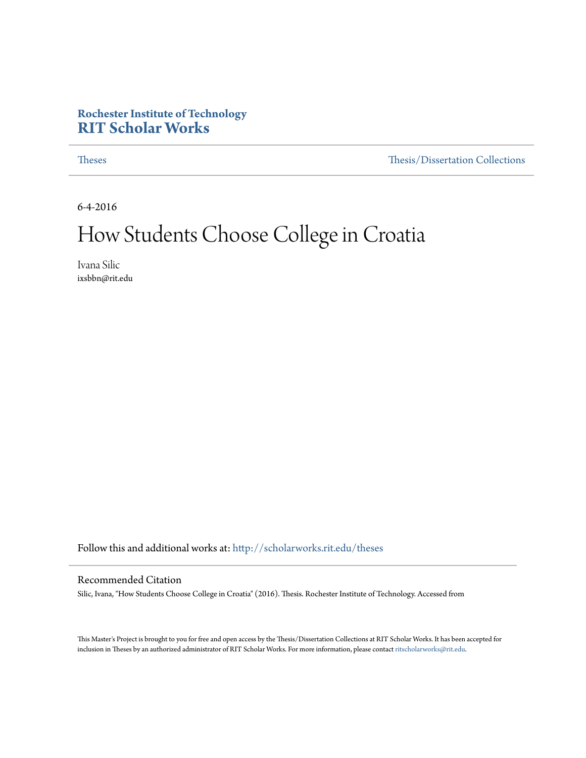**Rochester Institute of Technology**
**RIT Scholar Works**

Theses | Thesis/Dissertation Collections

6-4-2016

# How Students Choose College in Croatia

Ivana Silic
ixsbbn@rit.edu

Follow this and additional works at: http://scholarworks.rit.edu/theses

## Recommended Citation

Silic, Ivana, "How Students Choose College in Croatia" (2016). Thesis. Rochester Institute of Technology. Accessed from

This Master's Project is brought to you for free and open access by the Thesis/Dissertation Collections at RIT Scholar Works. It has been accepted for inclusion in Theses by an authorized administrator of RIT Scholar Works. For more information, please contact ritscholarworks@rit.edu.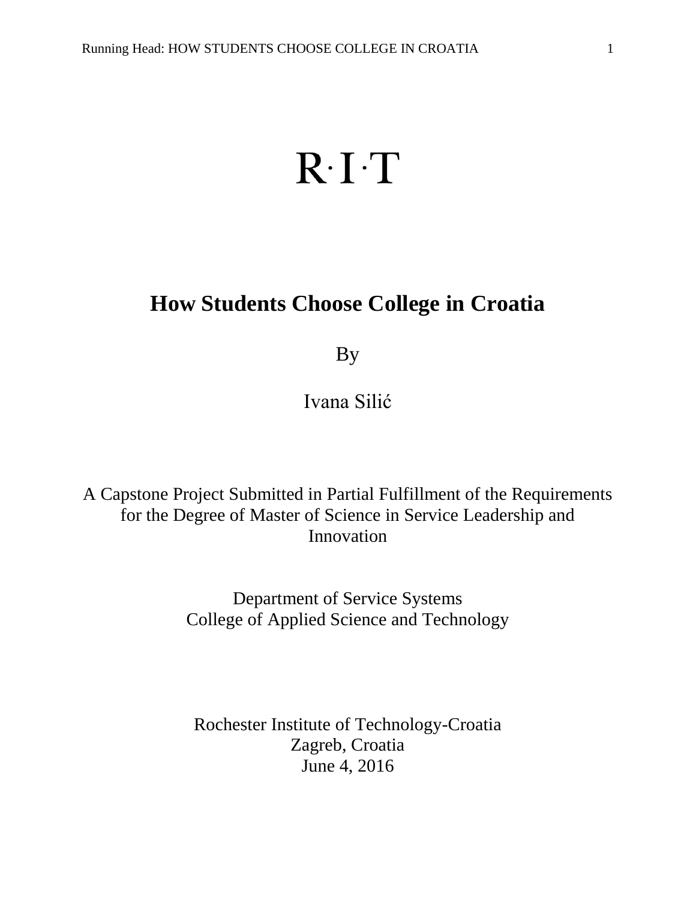R·I·T

# How Students Choose College in Croatia

By

Ivana Silić

A Capstone Project Submitted in Partial Fulfillment of the Requirements for the Degree of Master of Science in Service Leadership and Innovation

Department of Service Systems
College of Applied Science and Technology

Rochester Institute of Technology-Croatia
Zagreb, Croatia
June 4, 2016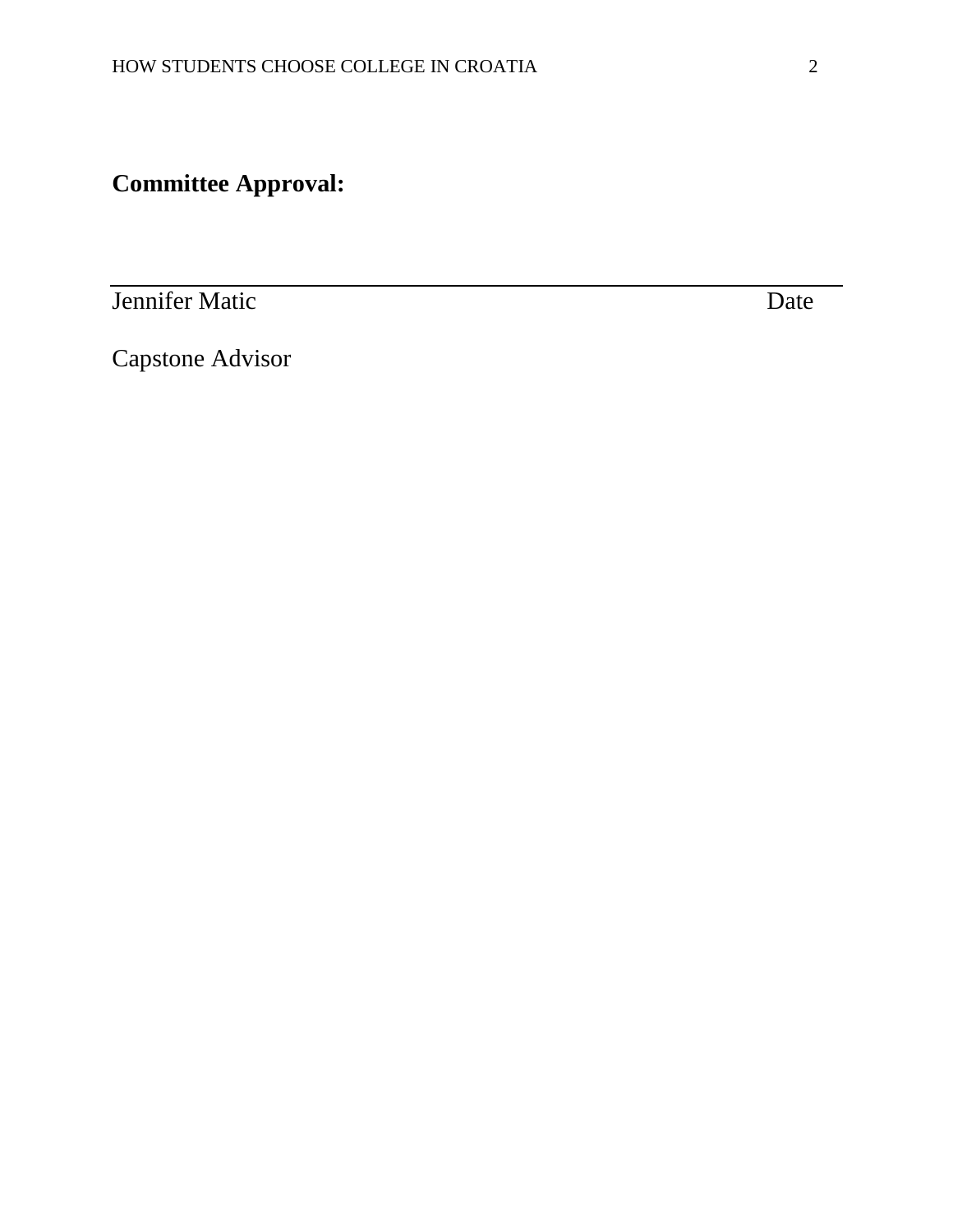**Committee Approval:**

---

Jennifer Matic Date

Capstone Advisor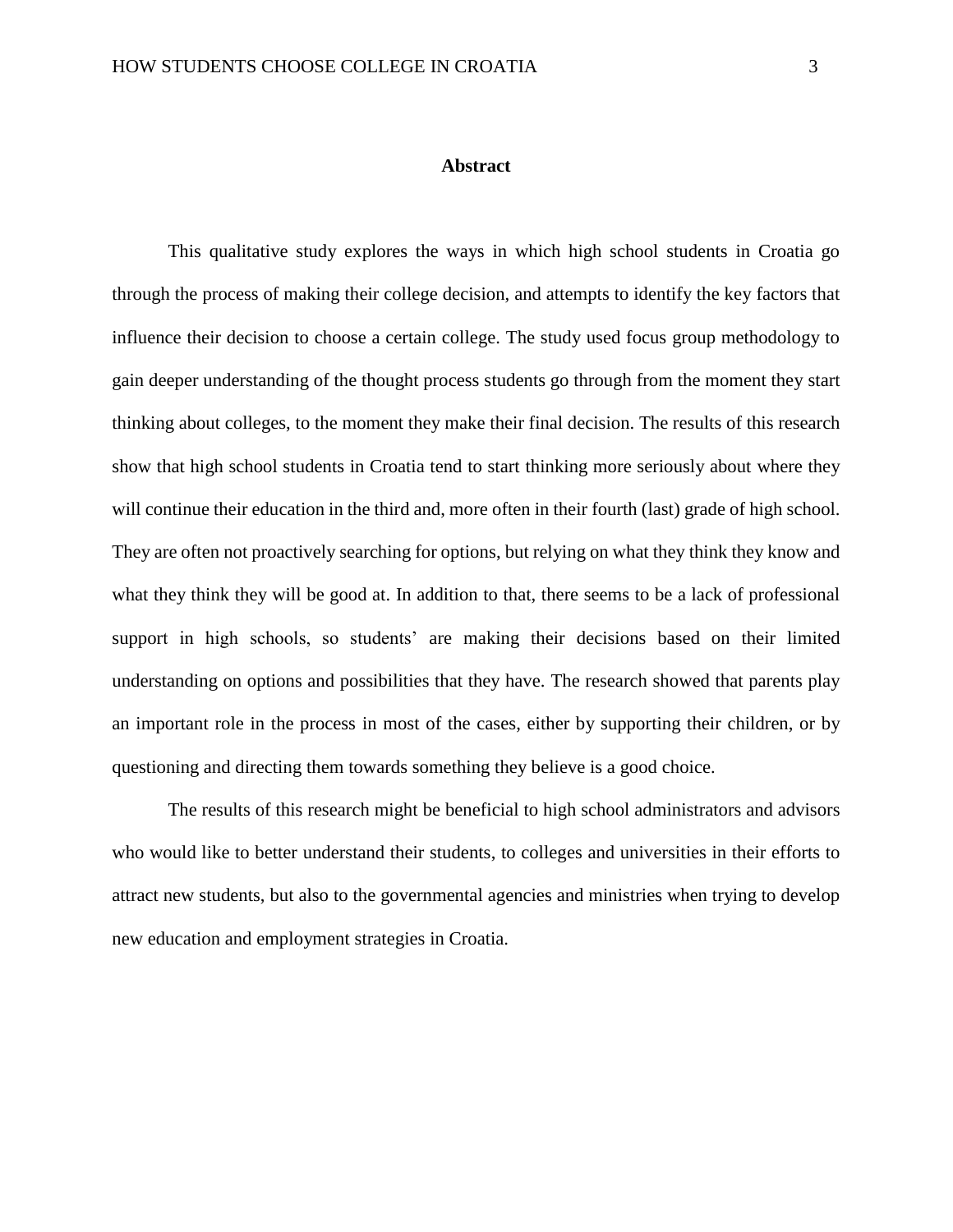# Abstract

This qualitative study explores the ways in which high school students in Croatia go through the process of making their college decision, and attempts to identify the key factors that influence their decision to choose a certain college. The study used focus group methodology to gain deeper understanding of the thought process students go through from the moment they start thinking about colleges, to the moment they make their final decision. The results of this research show that high school students in Croatia tend to start thinking more seriously about where they will continue their education in the third and, more often in their fourth (last) grade of high school. They are often not proactively searching for options, but relying on what they think they know and what they think they will be good at. In addition to that, there seems to be a lack of professional support in high schools, so students' are making their decisions based on their limited understanding on options and possibilities that they have. The research showed that parents play an important role in the process in most of the cases, either by supporting their children, or by questioning and directing them towards something they believe is a good choice.

The results of this research might be beneficial to high school administrators and advisors who would like to better understand their students, to colleges and universities in their efforts to attract new students, but also to the governmental agencies and ministries when trying to develop new education and employment strategies in Croatia.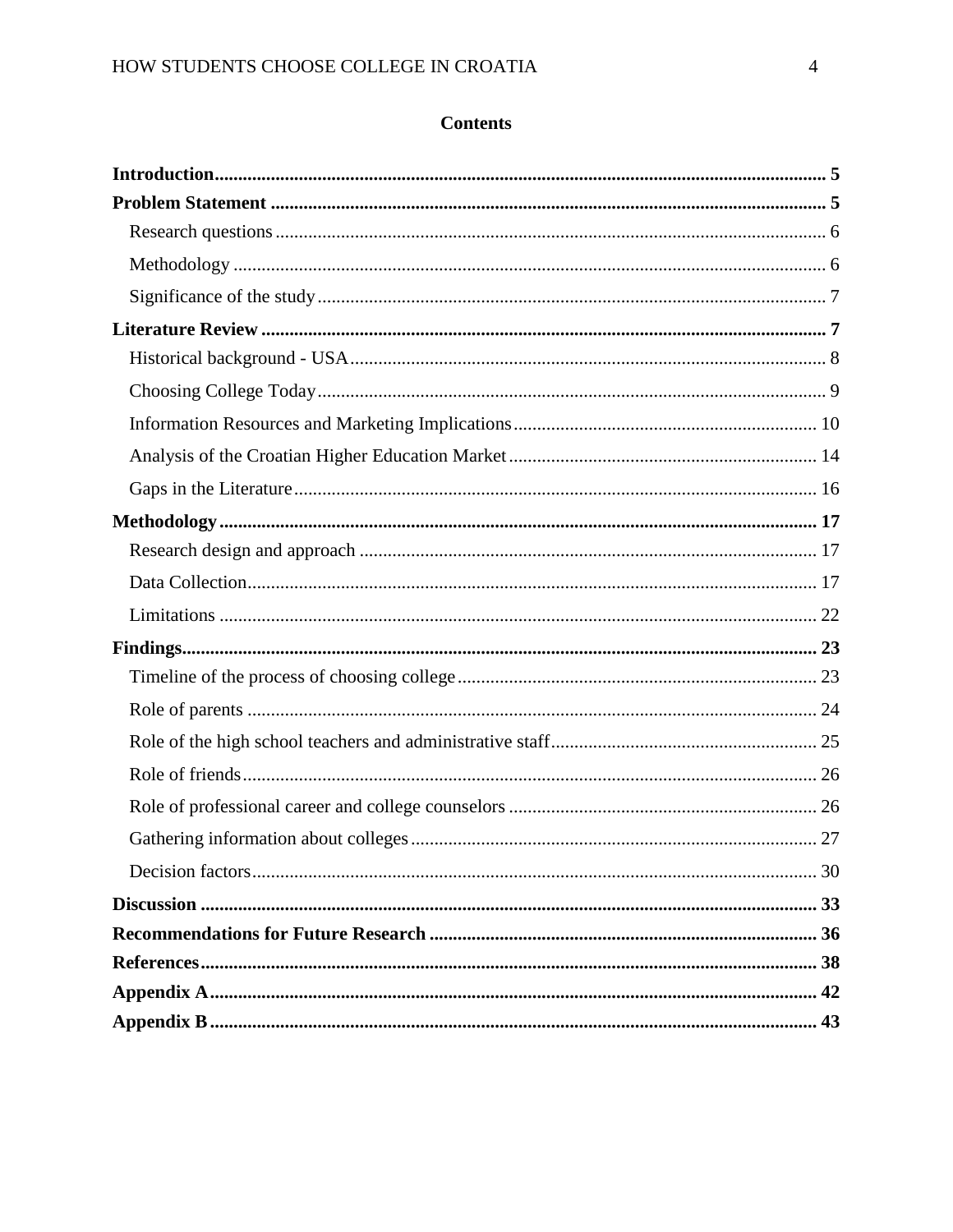# Contents

**Introduction** ..... **5**

**Problem Statement** ..... **5**

- Research questions ..... 6
- Methodology ..... 6
- Significance of the study ..... 7

**Literature Review** ..... **7**

- Historical background - USA ..... 8
- Choosing College Today ..... 9
- Information Resources and Marketing Implications ..... 10
- Analysis of the Croatian Higher Education Market ..... 14
- Gaps in the Literature ..... 16

**Methodology** ..... **17**

- Research design and approach ..... 17
- Data Collection ..... 17
- Limitations ..... 22

**Findings** ..... **23**

- Timeline of the process of choosing college ..... 23
- Role of parents ..... 24
- Role of the high school teachers and administrative staff ..... 25
- Role of friends ..... 26
- Role of professional career and college counselors ..... 26
- Gathering information about colleges ..... 27
- Decision factors ..... 30

**Discussion** ..... **33**

**Recommendations for Future Research** ..... **36**

**References** ..... **38**

**Appendix A** ..... **42**

**Appendix B** ..... **43**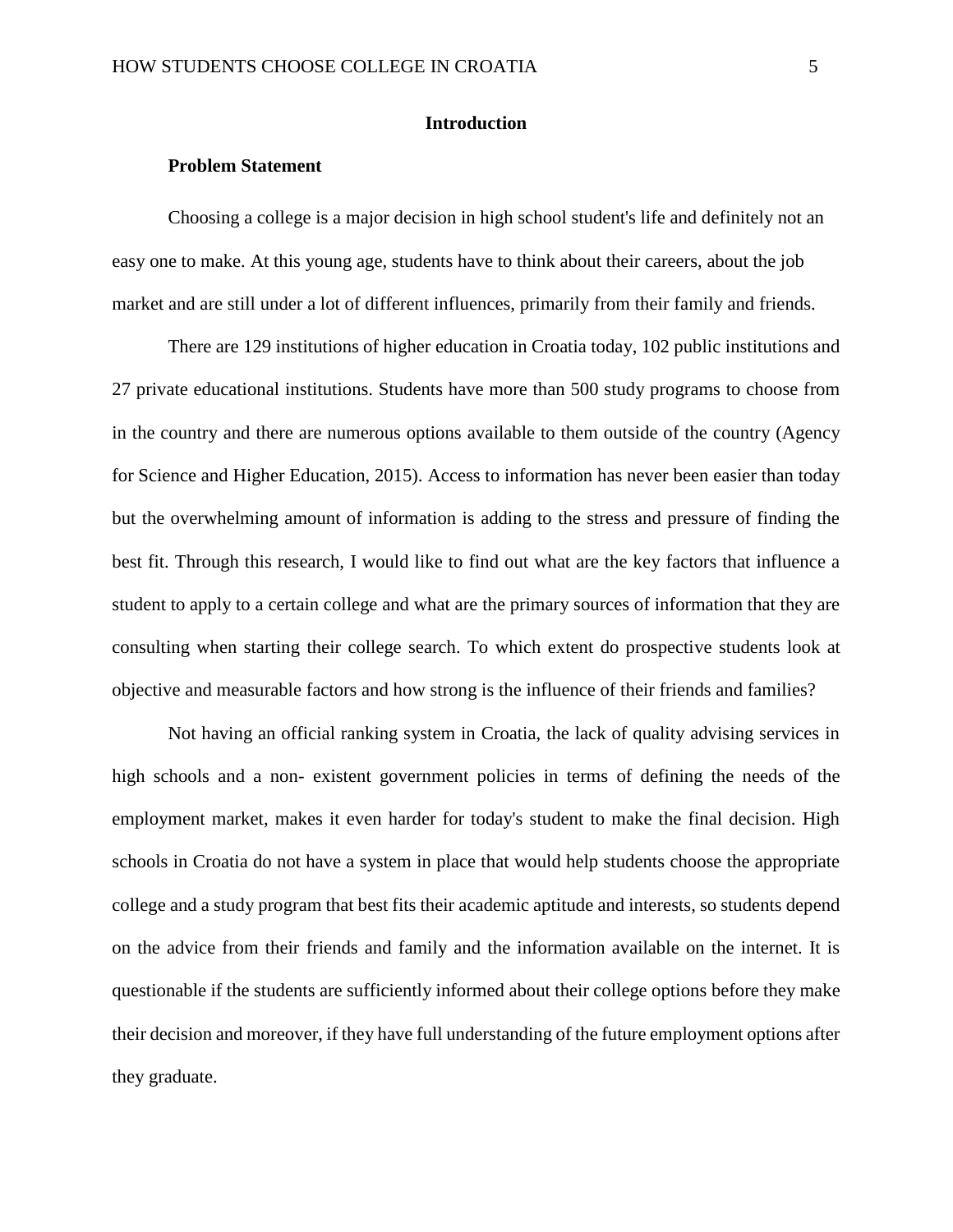## Introduction

### Problem Statement

Choosing a college is a major decision in high school student's life and definitely not an easy one to make. At this young age, students have to think about their careers, about the job market and are still under a lot of different influences, primarily from their family and friends.

There are 129 institutions of higher education in Croatia today, 102 public institutions and 27 private educational institutions. Students have more than 500 study programs to choose from in the country and there are numerous options available to them outside of the country (Agency for Science and Higher Education, 2015). Access to information has never been easier than today but the overwhelming amount of information is adding to the stress and pressure of finding the best fit. Through this research, I would like to find out what are the key factors that influence a student to apply to a certain college and what are the primary sources of information that they are consulting when starting their college search. To which extent do prospective students look at objective and measurable factors and how strong is the influence of their friends and families?

Not having an official ranking system in Croatia, the lack of quality advising services in high schools and a non- existent government policies in terms of defining the needs of the employment market, makes it even harder for today's student to make the final decision. High schools in Croatia do not have a system in place that would help students choose the appropriate college and a study program that best fits their academic aptitude and interests, so students depend on the advice from their friends and family and the information available on the internet. It is questionable if the students are sufficiently informed about their college options before they make their decision and moreover, if they have full understanding of the future employment options after they graduate.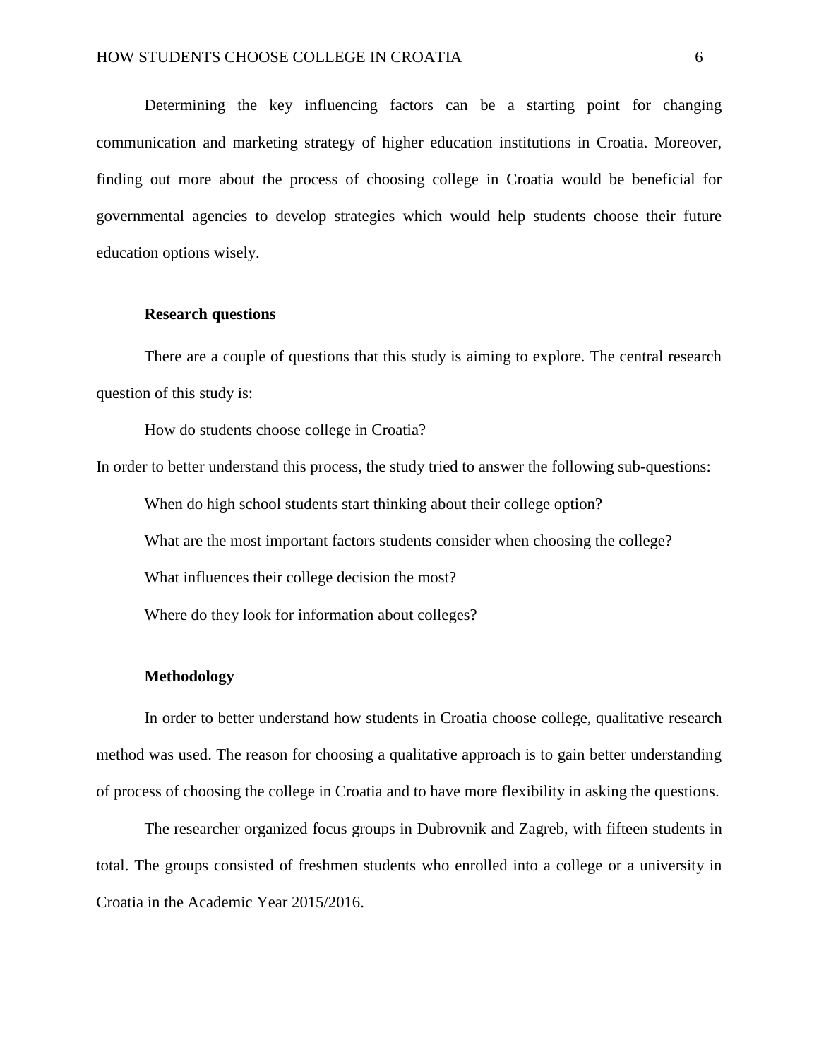Determining the key influencing factors can be a starting point for changing communication and marketing strategy of higher education institutions in Croatia. Moreover, finding out more about the process of choosing college in Croatia would be beneficial for governmental agencies to develop strategies which would help students choose their future education options wisely.

## Research questions

There are a couple of questions that this study is aiming to explore. The central research question of this study is:

How do students choose college in Croatia?

In order to better understand this process, the study tried to answer the following sub-questions:

When do high school students start thinking about their college option?

What are the most important factors students consider when choosing the college?

What influences their college decision the most?

Where do they look for information about colleges?

## Methodology

In order to better understand how students in Croatia choose college, qualitative research method was used. The reason for choosing a qualitative approach is to gain better understanding of process of choosing the college in Croatia and to have more flexibility in asking the questions.

The researcher organized focus groups in Dubrovnik and Zagreb, with fifteen students in total. The groups consisted of freshmen students who enrolled into a college or a university in Croatia in the Academic Year 2015/2016.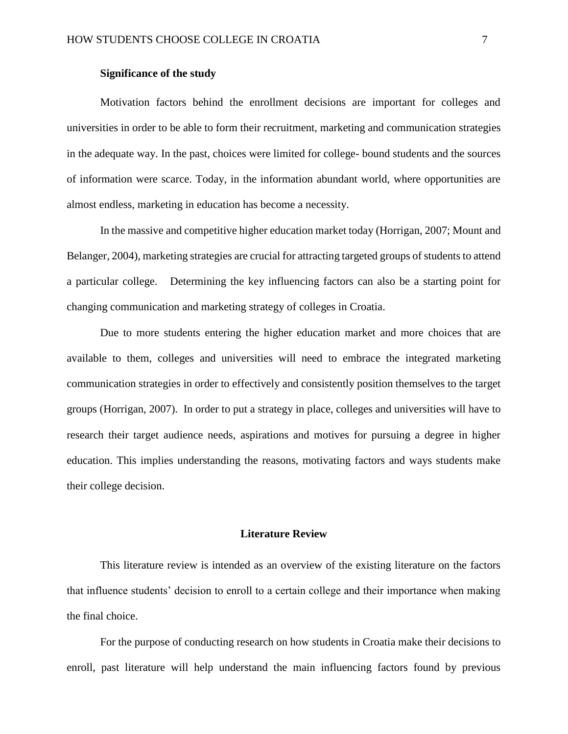### Significance of the study

Motivation factors behind the enrollment decisions are important for colleges and universities in order to be able to form their recruitment, marketing and communication strategies in the adequate way. In the past, choices were limited for college- bound students and the sources of information were scarce. Today, in the information abundant world, where opportunities are almost endless, marketing in education has become a necessity.

In the massive and competitive higher education market today (Horrigan, 2007; Mount and Belanger, 2004), marketing strategies are crucial for attracting targeted groups of students to attend a particular college. Determining the key influencing factors can also be a starting point for changing communication and marketing strategy of colleges in Croatia.

Due to more students entering the higher education market and more choices that are available to them, colleges and universities will need to embrace the integrated marketing communication strategies in order to effectively and consistently position themselves to the target groups (Horrigan, 2007). In order to put a strategy in place, colleges and universities will have to research their target audience needs, aspirations and motives for pursuing a degree in higher education. This implies understanding the reasons, motivating factors and ways students make their college decision.

## Literature Review

This literature review is intended as an overview of the existing literature on the factors that influence students' decision to enroll to a certain college and their importance when making the final choice.

For the purpose of conducting research on how students in Croatia make their decisions to enroll, past literature will help understand the main influencing factors found by previous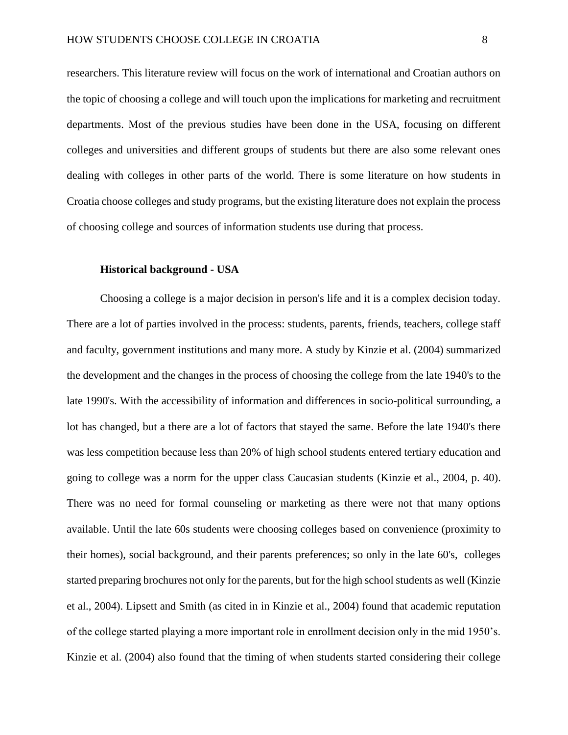researchers. This literature review will focus on the work of international and Croatian authors on the topic of choosing a college and will touch upon the implications for marketing and recruitment departments. Most of the previous studies have been done in the USA, focusing on different colleges and universities and different groups of students but there are also some relevant ones dealing with colleges in other parts of the world. There is some literature on how students in Croatia choose colleges and study programs, but the existing literature does not explain the process of choosing college and sources of information students use during that process.

### Historical background - USA

Choosing a college is a major decision in person's life and it is a complex decision today. There are a lot of parties involved in the process: students, parents, friends, teachers, college staff and faculty, government institutions and many more. A study by Kinzie et al. (2004) summarized the development and the changes in the process of choosing the college from the late 1940's to the late 1990's. With the accessibility of information and differences in socio-political surrounding, a lot has changed, but a there are a lot of factors that stayed the same. Before the late 1940's there was less competition because less than 20% of high school students entered tertiary education and going to college was a norm for the upper class Caucasian students (Kinzie et al., 2004, p. 40). There was no need for formal counseling or marketing as there were not that many options available. Until the late 60s students were choosing colleges based on convenience (proximity to their homes), social background, and their parents preferences; so only in the late 60's, colleges started preparing brochures not only for the parents, but for the high school students as well (Kinzie et al., 2004). Lipsett and Smith (as cited in in Kinzie et al., 2004) found that academic reputation of the college started playing a more important role in enrollment decision only in the mid 1950's. Kinzie et al. (2004) also found that the timing of when students started considering their college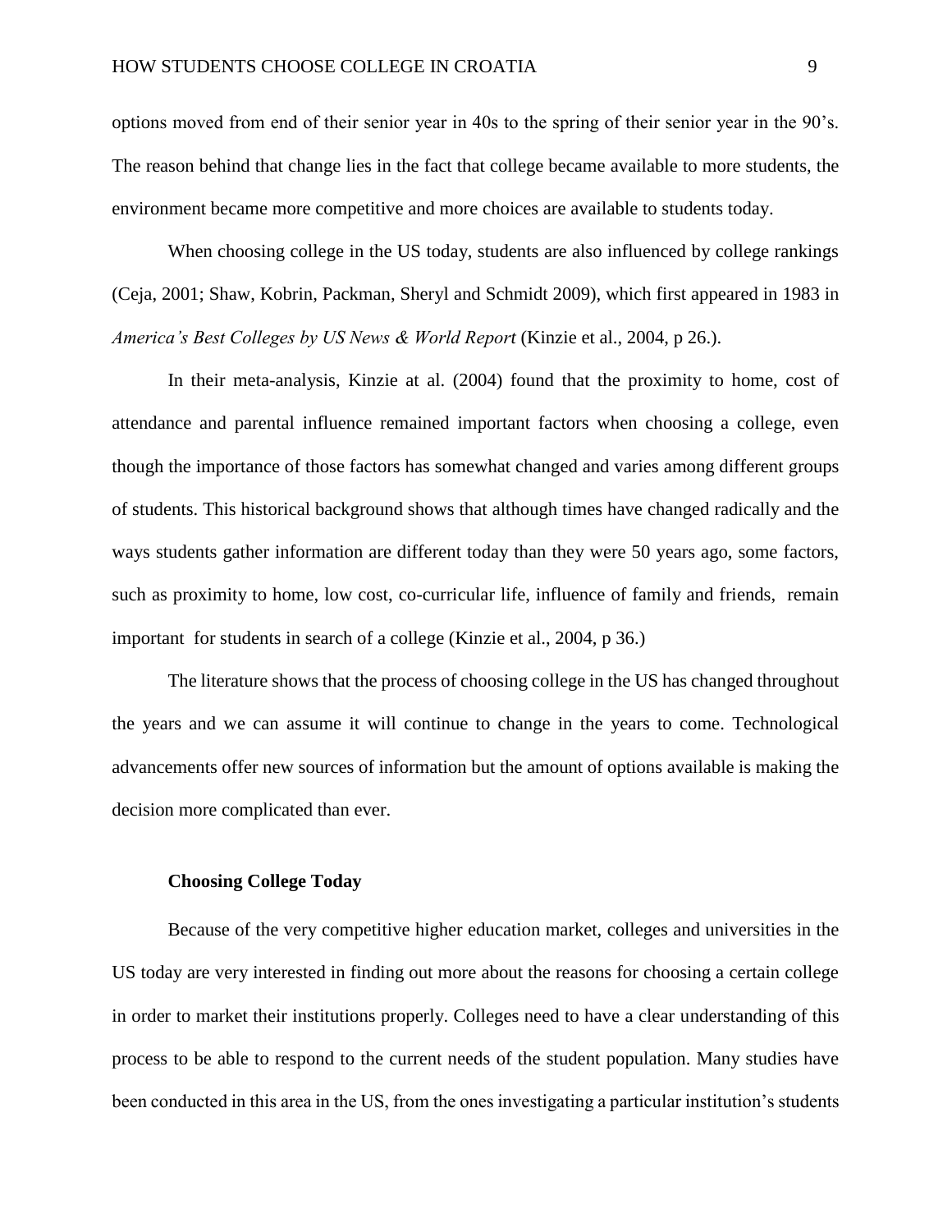options moved from end of their senior year in 40s to the spring of their senior year in the 90's. The reason behind that change lies in the fact that college became available to more students, the environment became more competitive and more choices are available to students today.

When choosing college in the US today, students are also influenced by college rankings (Ceja, 2001; Shaw, Kobrin, Packman, Sheryl and Schmidt 2009), which first appeared in 1983 in *America's Best Colleges by US News & World Report* (Kinzie et al., 2004, p 26.).

In their meta-analysis, Kinzie at al. (2004) found that the proximity to home, cost of attendance and parental influence remained important factors when choosing a college, even though the importance of those factors has somewhat changed and varies among different groups of students. This historical background shows that although times have changed radically and the ways students gather information are different today than they were 50 years ago, some factors, such as proximity to home, low cost, co-curricular life, influence of family and friends, remain important for students in search of a college (Kinzie et al., 2004, p 36.)

The literature shows that the process of choosing college in the US has changed throughout the years and we can assume it will continue to change in the years to come. Technological advancements offer new sources of information but the amount of options available is making the decision more complicated than ever.

### Choosing College Today

Because of the very competitive higher education market, colleges and universities in the US today are very interested in finding out more about the reasons for choosing a certain college in order to market their institutions properly. Colleges need to have a clear understanding of this process to be able to respond to the current needs of the student population. Many studies have been conducted in this area in the US, from the ones investigating a particular institution's students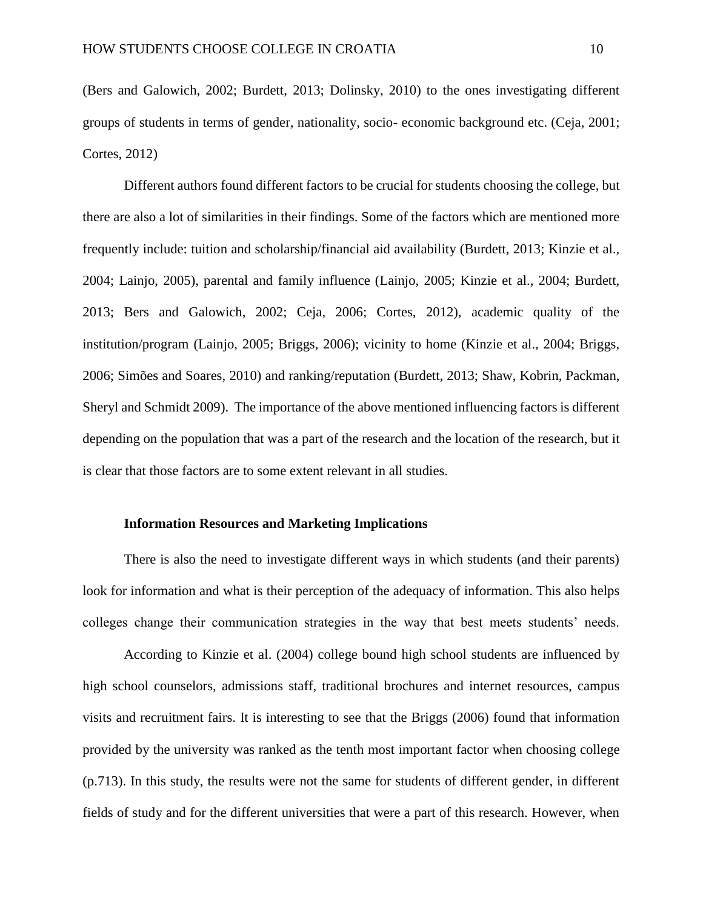(Bers and Galowich, 2002; Burdett, 2013; Dolinsky, 2010) to the ones investigating different groups of students in terms of gender, nationality, socio- economic background etc. (Ceja, 2001; Cortes, 2012)

Different authors found different factors to be crucial for students choosing the college, but there are also a lot of similarities in their findings. Some of the factors which are mentioned more frequently include: tuition and scholarship/financial aid availability (Burdett, 2013; Kinzie et al., 2004; Lainjo, 2005), parental and family influence (Lainjo, 2005; Kinzie et al., 2004; Burdett, 2013; Bers and Galowich, 2002; Ceja, 2006; Cortes, 2012), academic quality of the institution/program (Lainjo, 2005; Briggs, 2006); vicinity to home (Kinzie et al., 2004; Briggs, 2006; Simões and Soares, 2010) and ranking/reputation (Burdett, 2013; Shaw, Kobrin, Packman, Sheryl and Schmidt 2009). The importance of the above mentioned influencing factors is different depending on the population that was a part of the research and the location of the research, but it is clear that those factors are to some extent relevant in all studies.

### Information Resources and Marketing Implications

There is also the need to investigate different ways in which students (and their parents) look for information and what is their perception of the adequacy of information. This also helps colleges change their communication strategies in the way that best meets students' needs.

According to Kinzie et al. (2004) college bound high school students are influenced by high school counselors, admissions staff, traditional brochures and internet resources, campus visits and recruitment fairs. It is interesting to see that the Briggs (2006) found that information provided by the university was ranked as the tenth most important factor when choosing college (p.713). In this study, the results were not the same for students of different gender, in different fields of study and for the different universities that were a part of this research. However, when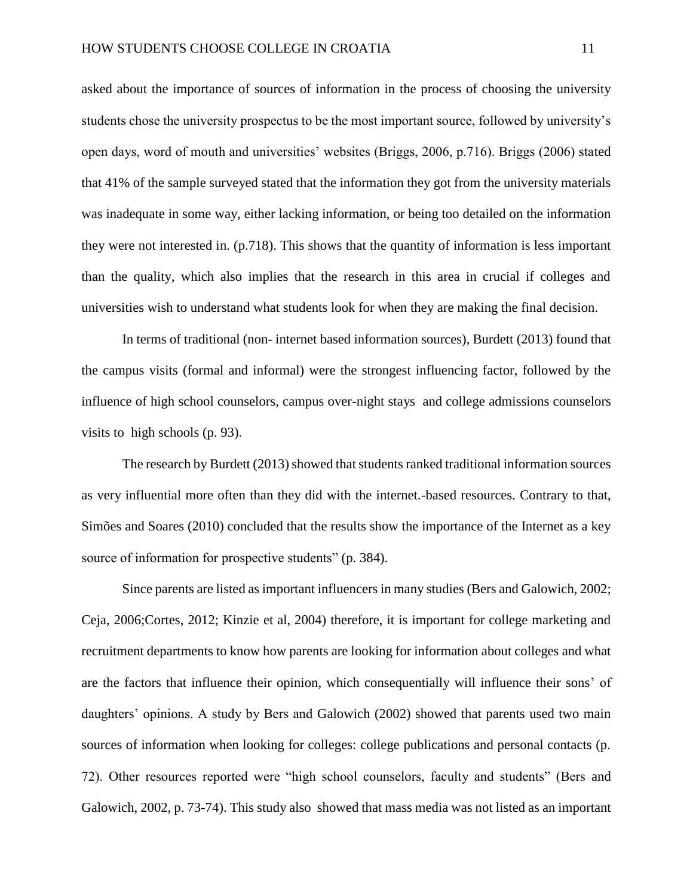asked about the importance of sources of information in the process of choosing the university students chose the university prospectus to be the most important source, followed by university's open days, word of mouth and universities' websites (Briggs, 2006, p.716). Briggs (2006) stated that 41% of the sample surveyed stated that the information they got from the university materials was inadequate in some way, either lacking information, or being too detailed on the information they were not interested in. (p.718). This shows that the quantity of information is less important than the quality, which also implies that the research in this area in crucial if colleges and universities wish to understand what students look for when they are making the final decision.

In terms of traditional (non- internet based information sources), Burdett (2013) found that the campus visits (formal and informal) were the strongest influencing factor, followed by the influence of high school counselors, campus over-night stays and college admissions counselors visits to high schools (p. 93).

The research by Burdett (2013) showed that students ranked traditional information sources as very influential more often than they did with the internet.-based resources. Contrary to that, Simões and Soares (2010) concluded that the results show the importance of the Internet as a key source of information for prospective students" (p. 384).

Since parents are listed as important influencers in many studies (Bers and Galowich, 2002; Ceja, 2006;Cortes, 2012; Kinzie et al, 2004) therefore, it is important for college marketing and recruitment departments to know how parents are looking for information about colleges and what are the factors that influence their opinion, which consequentially will influence their sons' of daughters' opinions. A study by Bers and Galowich (2002) showed that parents used two main sources of information when looking for colleges: college publications and personal contacts (p. 72). Other resources reported were "high school counselors, faculty and students" (Bers and Galowich, 2002, p. 73-74). This study also showed that mass media was not listed as an important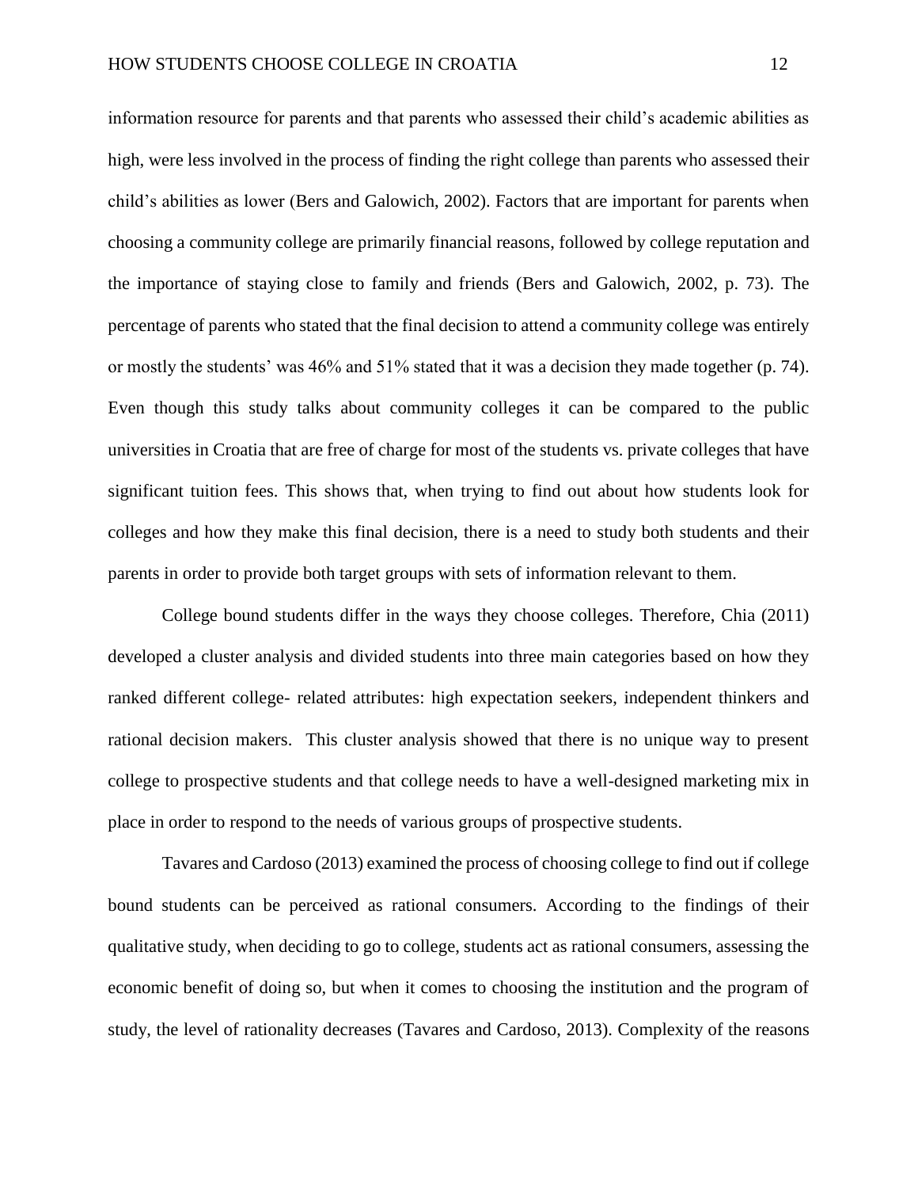information resource for parents and that parents who assessed their child's academic abilities as high, were less involved in the process of finding the right college than parents who assessed their child's abilities as lower (Bers and Galowich, 2002). Factors that are important for parents when choosing a community college are primarily financial reasons, followed by college reputation and the importance of staying close to family and friends (Bers and Galowich, 2002, p. 73). The percentage of parents who stated that the final decision to attend a community college was entirely or mostly the students' was 46% and 51% stated that it was a decision they made together (p. 74). Even though this study talks about community colleges it can be compared to the public universities in Croatia that are free of charge for most of the students vs. private colleges that have significant tuition fees. This shows that, when trying to find out about how students look for colleges and how they make this final decision, there is a need to study both students and their parents in order to provide both target groups with sets of information relevant to them.

College bound students differ in the ways they choose colleges. Therefore, Chia (2011) developed a cluster analysis and divided students into three main categories based on how they ranked different college- related attributes: high expectation seekers, independent thinkers and rational decision makers. This cluster analysis showed that there is no unique way to present college to prospective students and that college needs to have a well-designed marketing mix in place in order to respond to the needs of various groups of prospective students.

Tavares and Cardoso (2013) examined the process of choosing college to find out if college bound students can be perceived as rational consumers. According to the findings of their qualitative study, when deciding to go to college, students act as rational consumers, assessing the economic benefit of doing so, but when it comes to choosing the institution and the program of study, the level of rationality decreases (Tavares and Cardoso, 2013). Complexity of the reasons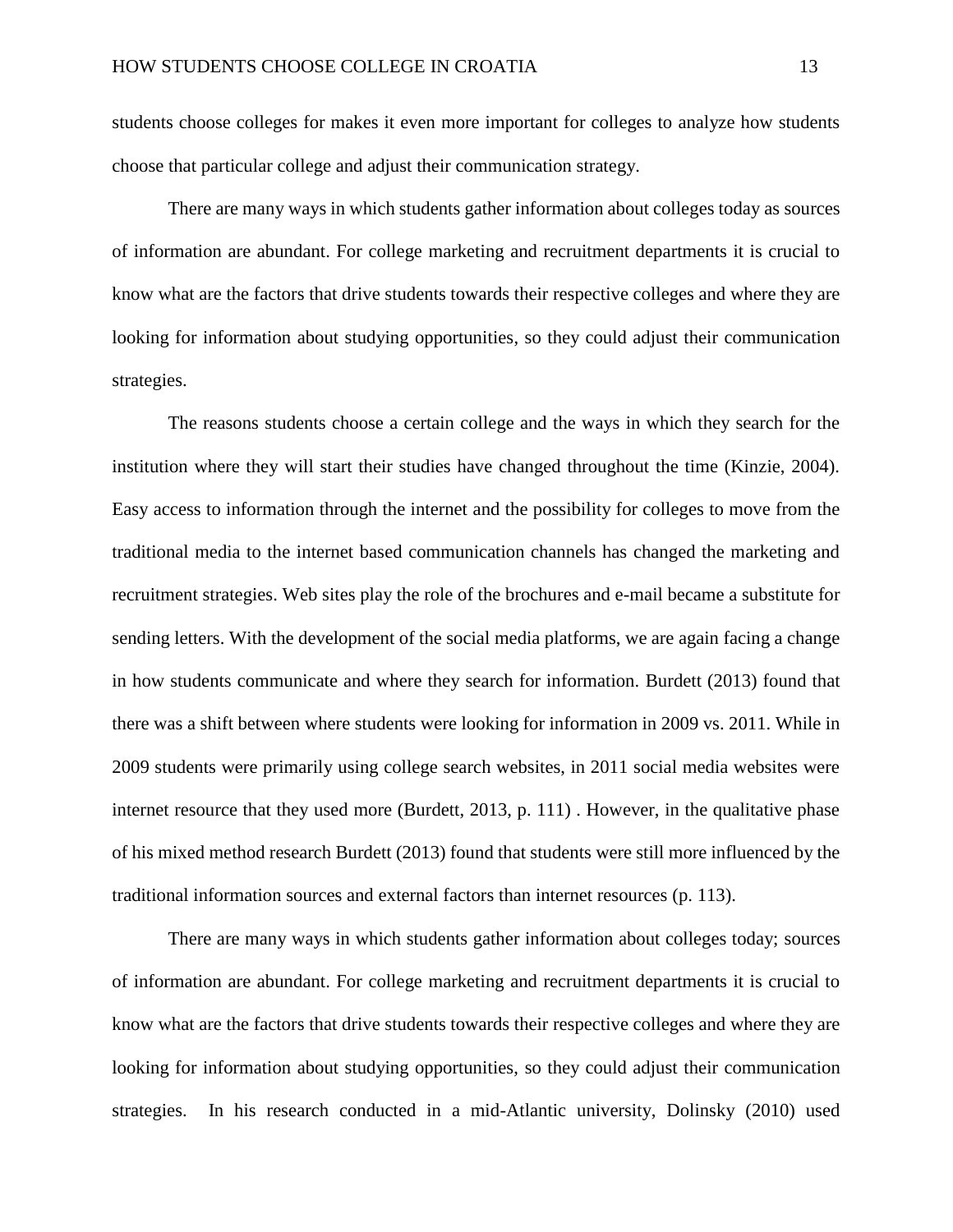students choose colleges for makes it even more important for colleges to analyze how students choose that particular college and adjust their communication strategy.

There are many ways in which students gather information about colleges today as sources of information are abundant. For college marketing and recruitment departments it is crucial to know what are the factors that drive students towards their respective colleges and where they are looking for information about studying opportunities, so they could adjust their communication strategies.

The reasons students choose a certain college and the ways in which they search for the institution where they will start their studies have changed throughout the time (Kinzie, 2004). Easy access to information through the internet and the possibility for colleges to move from the traditional media to the internet based communication channels has changed the marketing and recruitment strategies. Web sites play the role of the brochures and e-mail became a substitute for sending letters. With the development of the social media platforms, we are again facing a change in how students communicate and where they search for information. Burdett (2013) found that there was a shift between where students were looking for information in 2009 vs. 2011. While in 2009 students were primarily using college search websites, in 2011 social media websites were internet resource that they used more (Burdett, 2013, p. 111) . However, in the qualitative phase of his mixed method research Burdett (2013) found that students were still more influenced by the traditional information sources and external factors than internet resources (p. 113).

There are many ways in which students gather information about colleges today; sources of information are abundant. For college marketing and recruitment departments it is crucial to know what are the factors that drive students towards their respective colleges and where they are looking for information about studying opportunities, so they could adjust their communication strategies. In his research conducted in a mid-Atlantic university, Dolinsky (2010) used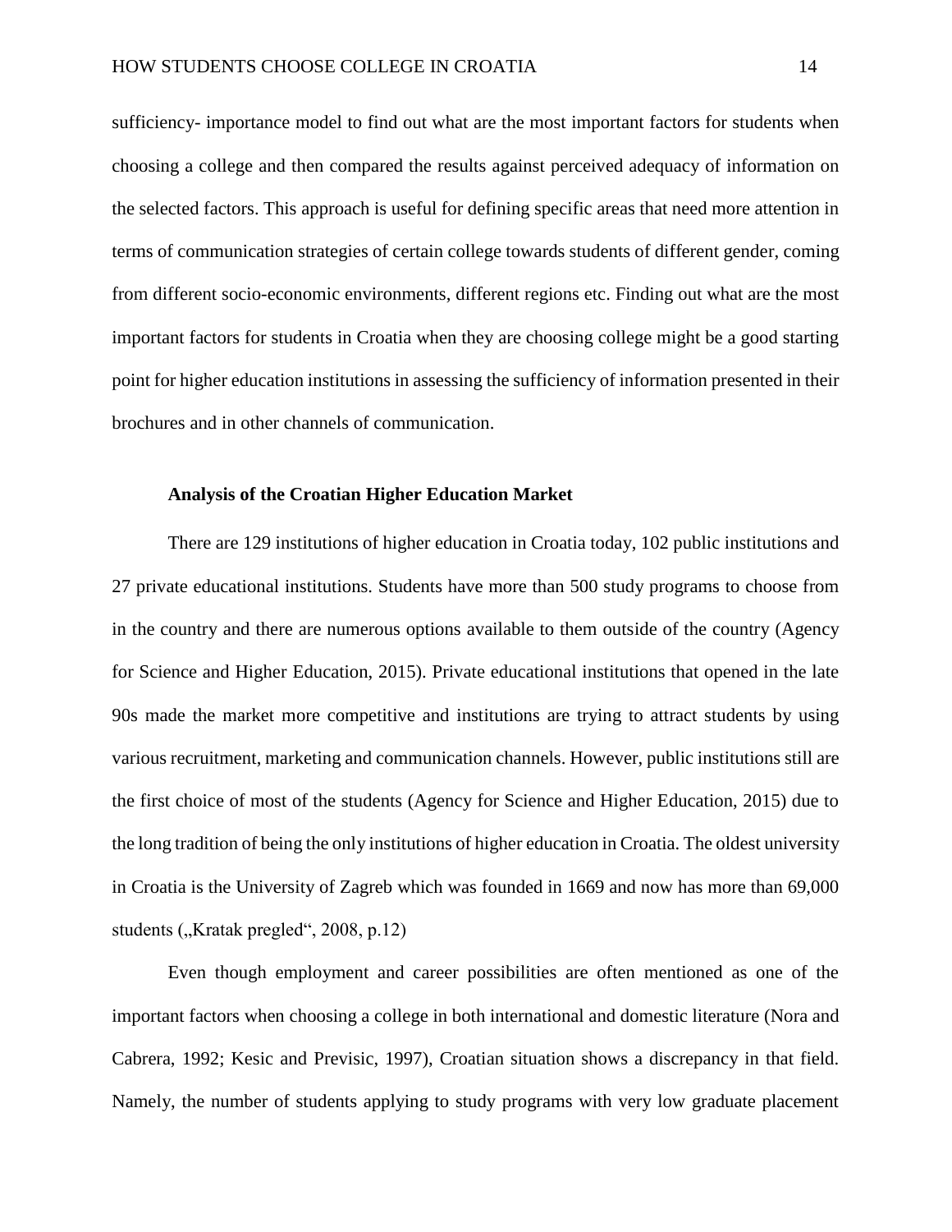sufficiency- importance model to find out what are the most important factors for students when choosing a college and then compared the results against perceived adequacy of information on the selected factors. This approach is useful for defining specific areas that need more attention in terms of communication strategies of certain college towards students of different gender, coming from different socio-economic environments, different regions etc. Finding out what are the most important factors for students in Croatia when they are choosing college might be a good starting point for higher education institutions in assessing the sufficiency of information presented in their brochures and in other channels of communication.

**Analysis of the Croatian Higher Education Market**

There are 129 institutions of higher education in Croatia today, 102 public institutions and 27 private educational institutions. Students have more than 500 study programs to choose from in the country and there are numerous options available to them outside of the country (Agency for Science and Higher Education, 2015). Private educational institutions that opened in the late 90s made the market more competitive and institutions are trying to attract students by using various recruitment, marketing and communication channels. However, public institutions still are the first choice of most of the students (Agency for Science and Higher Education, 2015) due to the long tradition of being the only institutions of higher education in Croatia. The oldest university in Croatia is the University of Zagreb which was founded in 1669 and now has more than 69,000 students („Kratak pregled“, 2008, p.12)

Even though employment and career possibilities are often mentioned as one of the important factors when choosing a college in both international and domestic literature (Nora and Cabrera, 1992; Kesic and Previsic, 1997), Croatian situation shows a discrepancy in that field. Namely, the number of students applying to study programs with very low graduate placement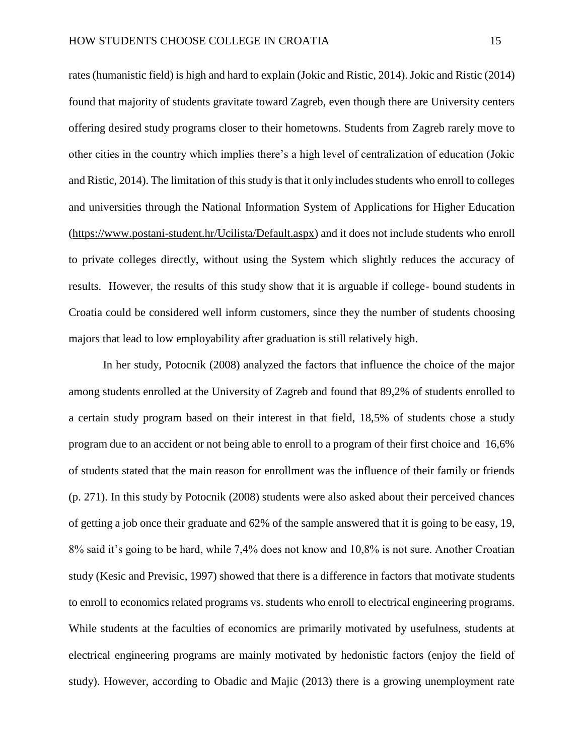rates (humanistic field) is high and hard to explain (Jokic and Ristic, 2014). Jokic and Ristic (2014) found that majority of students gravitate toward Zagreb, even though there are University centers offering desired study programs closer to their hometowns. Students from Zagreb rarely move to other cities in the country which implies there's a high level of centralization of education (Jokic and Ristic, 2014). The limitation of this study is that it only includes students who enroll to colleges and universities through the National Information System of Applications for Higher Education (https://www.postani-student.hr/Ucilista/Default.aspx) and it does not include students who enroll to private colleges directly, without using the System which slightly reduces the accuracy of results. However, the results of this study show that it is arguable if college- bound students in Croatia could be considered well inform customers, since they the number of students choosing majors that lead to low employability after graduation is still relatively high.

In her study, Potocnik (2008) analyzed the factors that influence the choice of the major among students enrolled at the University of Zagreb and found that 89,2% of students enrolled to a certain study program based on their interest in that field, 18,5% of students chose a study program due to an accident or not being able to enroll to a program of their first choice and 16,6% of students stated that the main reason for enrollment was the influence of their family or friends (p. 271). In this study by Potocnik (2008) students were also asked about their perceived chances of getting a job once their graduate and 62% of the sample answered that it is going to be easy, 19, 8% said it's going to be hard, while 7,4% does not know and 10,8% is not sure. Another Croatian study (Kesic and Previsic, 1997) showed that there is a difference in factors that motivate students to enroll to economics related programs vs. students who enroll to electrical engineering programs. While students at the faculties of economics are primarily motivated by usefulness, students at electrical engineering programs are mainly motivated by hedonistic factors (enjoy the field of study). However, according to Obadic and Majic (2013) there is a growing unemployment rate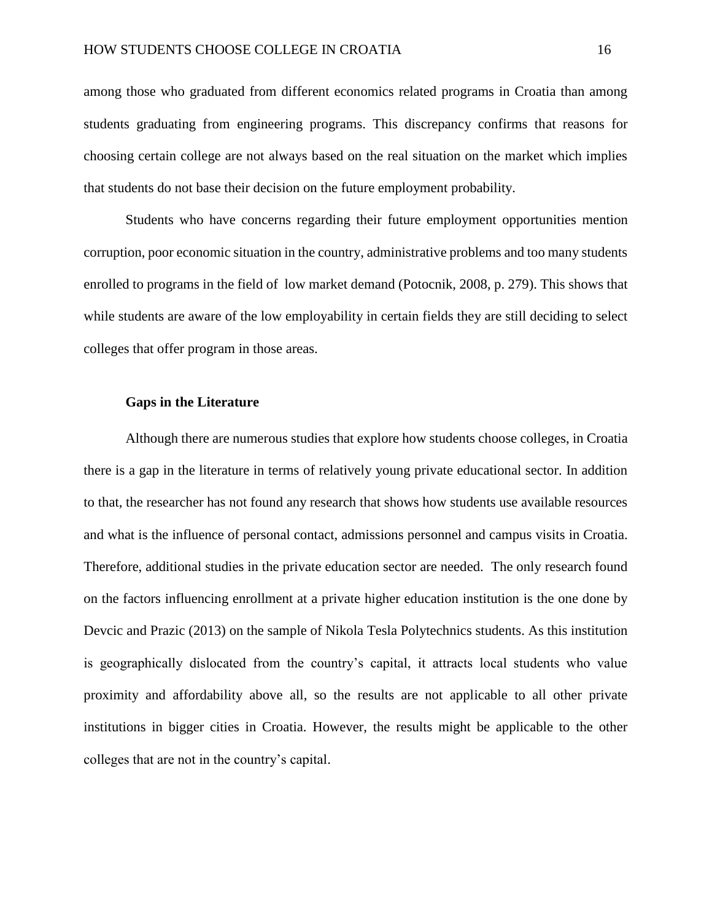among those who graduated from different economics related programs in Croatia than among students graduating from engineering programs. This discrepancy confirms that reasons for choosing certain college are not always based on the real situation on the market which implies that students do not base their decision on the future employment probability.

Students who have concerns regarding their future employment opportunities mention corruption, poor economic situation in the country, administrative problems and too many students enrolled to programs in the field of low market demand (Potocnik, 2008, p. 279). This shows that while students are aware of the low employability in certain fields they are still deciding to select colleges that offer program in those areas.

### Gaps in the Literature

Although there are numerous studies that explore how students choose colleges, in Croatia there is a gap in the literature in terms of relatively young private educational sector. In addition to that, the researcher has not found any research that shows how students use available resources and what is the influence of personal contact, admissions personnel and campus visits in Croatia. Therefore, additional studies in the private education sector are needed. The only research found on the factors influencing enrollment at a private higher education institution is the one done by Devcic and Prazic (2013) on the sample of Nikola Tesla Polytechnics students. As this institution is geographically dislocated from the country's capital, it attracts local students who value proximity and affordability above all, so the results are not applicable to all other private institutions in bigger cities in Croatia. However, the results might be applicable to the other colleges that are not in the country's capital.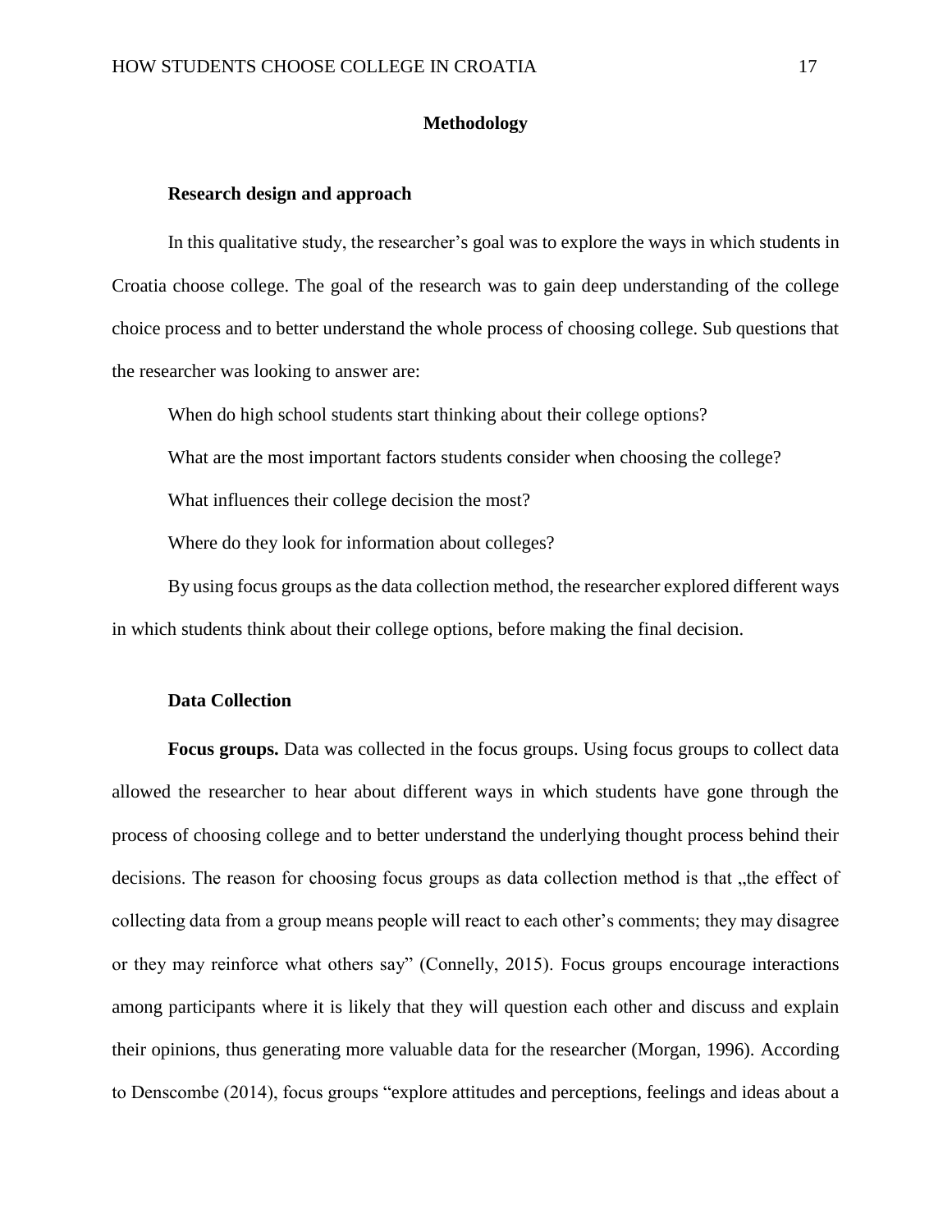# Methodology

## Research design and approach

In this qualitative study, the researcher's goal was to explore the ways in which students in Croatia choose college. The goal of the research was to gain deep understanding of the college choice process and to better understand the whole process of choosing college. Sub questions that the researcher was looking to answer are:

When do high school students start thinking about their college options?

What are the most important factors students consider when choosing the college?

What influences their college decision the most?

Where do they look for information about colleges?

By using focus groups as the data collection method, the researcher explored different ways in which students think about their college options, before making the final decision.

## Data Collection

**Focus groups.** Data was collected in the focus groups. Using focus groups to collect data allowed the researcher to hear about different ways in which students have gone through the process of choosing college and to better understand the underlying thought process behind their decisions. The reason for choosing focus groups as data collection method is that „the effect of collecting data from a group means people will react to each other's comments; they may disagree or they may reinforce what others say" (Connelly, 2015). Focus groups encourage interactions among participants where it is likely that they will question each other and discuss and explain their opinions, thus generating more valuable data for the researcher (Morgan, 1996). According to Denscombe (2014), focus groups "explore attitudes and perceptions, feelings and ideas about a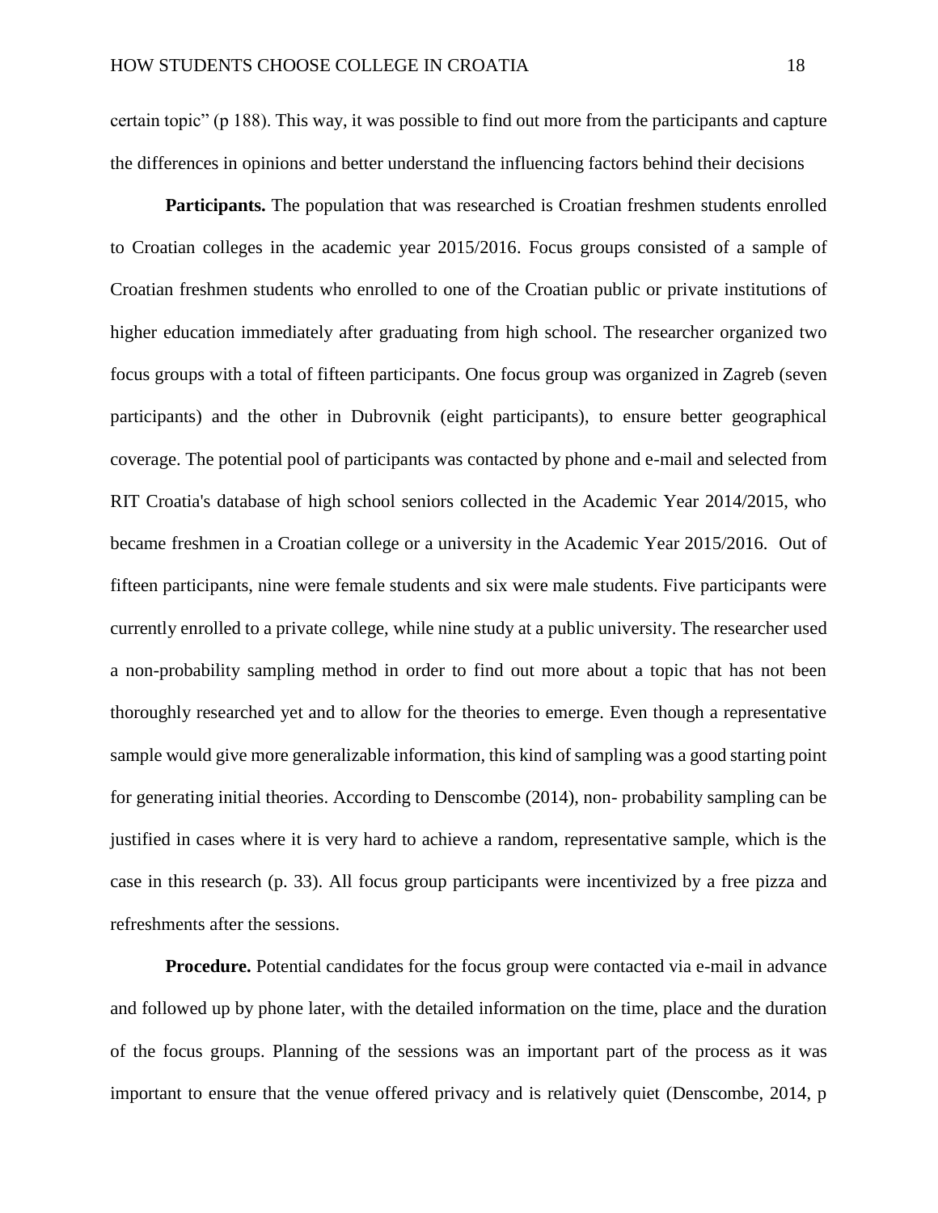certain topic" (p 188). This way, it was possible to find out more from the participants and capture the differences in opinions and better understand the influencing factors behind their decisions

**Participants.** The population that was researched is Croatian freshmen students enrolled to Croatian colleges in the academic year 2015/2016. Focus groups consisted of a sample of Croatian freshmen students who enrolled to one of the Croatian public or private institutions of higher education immediately after graduating from high school. The researcher organized two focus groups with a total of fifteen participants. One focus group was organized in Zagreb (seven participants) and the other in Dubrovnik (eight participants), to ensure better geographical coverage. The potential pool of participants was contacted by phone and e-mail and selected from RIT Croatia's database of high school seniors collected in the Academic Year 2014/2015, who became freshmen in a Croatian college or a university in the Academic Year 2015/2016. Out of fifteen participants, nine were female students and six were male students. Five participants were currently enrolled to a private college, while nine study at a public university. The researcher used a non-probability sampling method in order to find out more about a topic that has not been thoroughly researched yet and to allow for the theories to emerge. Even though a representative sample would give more generalizable information, this kind of sampling was a good starting point for generating initial theories. According to Denscombe (2014), non- probability sampling can be justified in cases where it is very hard to achieve a random, representative sample, which is the case in this research (p. 33). All focus group participants were incentivized by a free pizza and refreshments after the sessions.

**Procedure.** Potential candidates for the focus group were contacted via e-mail in advance and followed up by phone later, with the detailed information on the time, place and the duration of the focus groups. Planning of the sessions was an important part of the process as it was important to ensure that the venue offered privacy and is relatively quiet (Denscombe, 2014, p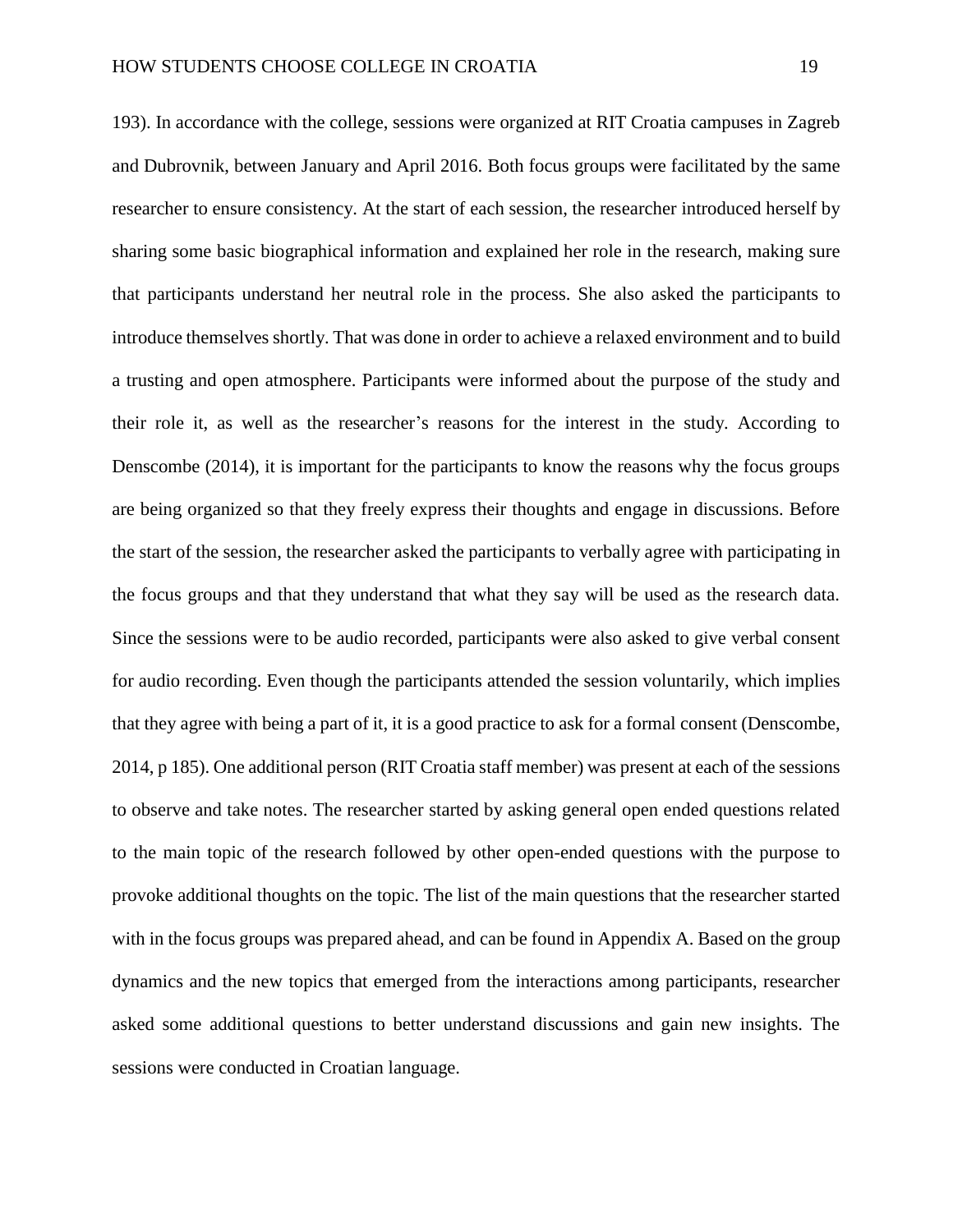193). In accordance with the college, sessions were organized at RIT Croatia campuses in Zagreb and Dubrovnik, between January and April 2016. Both focus groups were facilitated by the same researcher to ensure consistency. At the start of each session, the researcher introduced herself by sharing some basic biographical information and explained her role in the research, making sure that participants understand her neutral role in the process. She also asked the participants to introduce themselves shortly. That was done in order to achieve a relaxed environment and to build a trusting and open atmosphere. Participants were informed about the purpose of the study and their role it, as well as the researcher's reasons for the interest in the study. According to Denscombe (2014), it is important for the participants to know the reasons why the focus groups are being organized so that they freely express their thoughts and engage in discussions. Before the start of the session, the researcher asked the participants to verbally agree with participating in the focus groups and that they understand that what they say will be used as the research data. Since the sessions were to be audio recorded, participants were also asked to give verbal consent for audio recording. Even though the participants attended the session voluntarily, which implies that they agree with being a part of it, it is a good practice to ask for a formal consent (Denscombe, 2014, p 185). One additional person (RIT Croatia staff member) was present at each of the sessions to observe and take notes. The researcher started by asking general open ended questions related to the main topic of the research followed by other open-ended questions with the purpose to provoke additional thoughts on the topic. The list of the main questions that the researcher started with in the focus groups was prepared ahead, and can be found in Appendix A. Based on the group dynamics and the new topics that emerged from the interactions among participants, researcher asked some additional questions to better understand discussions and gain new insights. The sessions were conducted in Croatian language.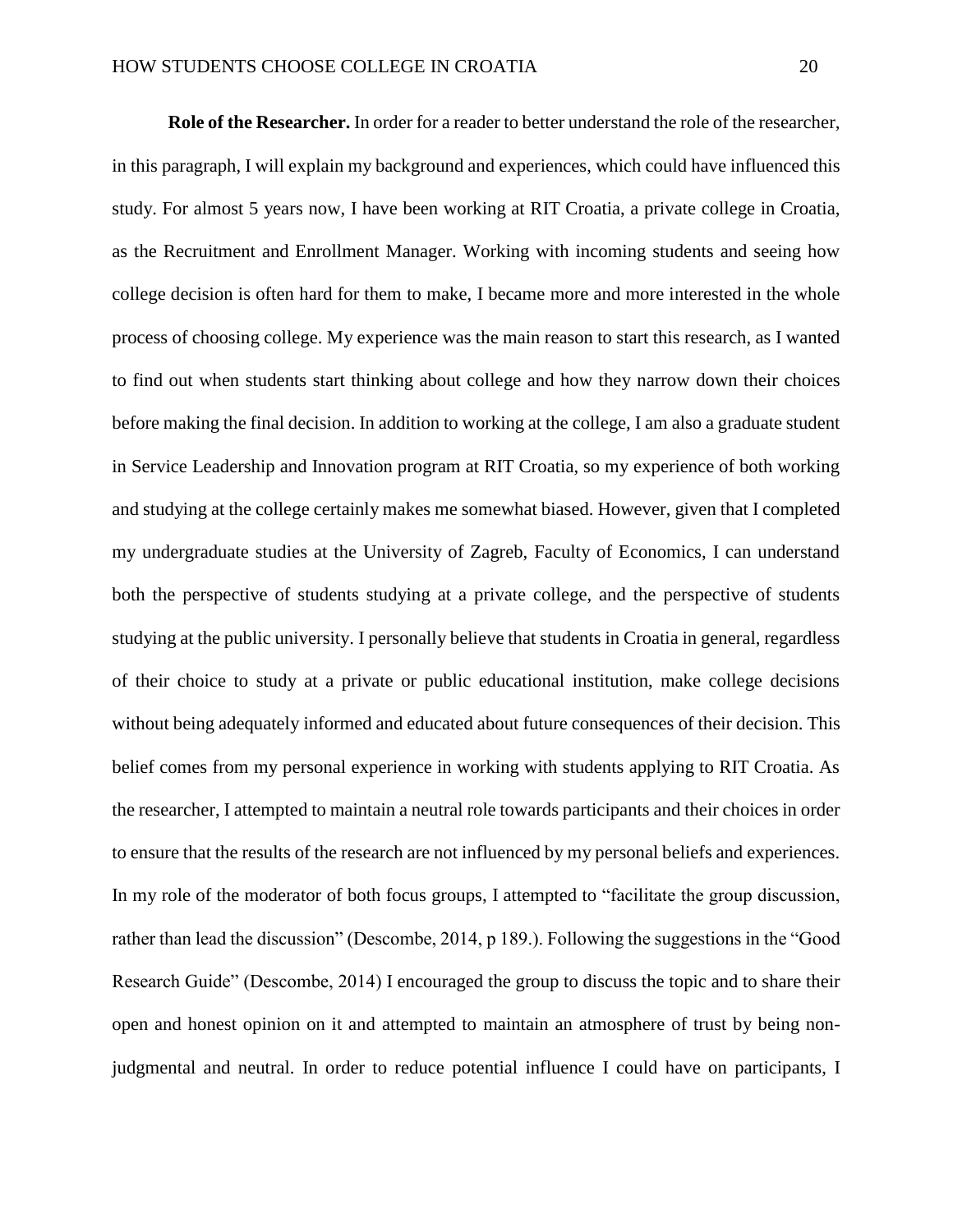**Role of the Researcher.** In order for a reader to better understand the role of the researcher, in this paragraph, I will explain my background and experiences, which could have influenced this study. For almost 5 years now, I have been working at RIT Croatia, a private college in Croatia, as the Recruitment and Enrollment Manager. Working with incoming students and seeing how college decision is often hard for them to make, I became more and more interested in the whole process of choosing college. My experience was the main reason to start this research, as I wanted to find out when students start thinking about college and how they narrow down their choices before making the final decision. In addition to working at the college, I am also a graduate student in Service Leadership and Innovation program at RIT Croatia, so my experience of both working and studying at the college certainly makes me somewhat biased. However, given that I completed my undergraduate studies at the University of Zagreb, Faculty of Economics, I can understand both the perspective of students studying at a private college, and the perspective of students studying at the public university. I personally believe that students in Croatia in general, regardless of their choice to study at a private or public educational institution, make college decisions without being adequately informed and educated about future consequences of their decision. This belief comes from my personal experience in working with students applying to RIT Croatia. As the researcher, I attempted to maintain a neutral role towards participants and their choices in order to ensure that the results of the research are not influenced by my personal beliefs and experiences. In my role of the moderator of both focus groups, I attempted to "facilitate the group discussion, rather than lead the discussion" (Descombe, 2014, p 189.). Following the suggestions in the "Good Research Guide" (Descombe, 2014) I encouraged the group to discuss the topic and to share their open and honest opinion on it and attempted to maintain an atmosphere of trust by being non-judgmental and neutral. In order to reduce potential influence I could have on participants, I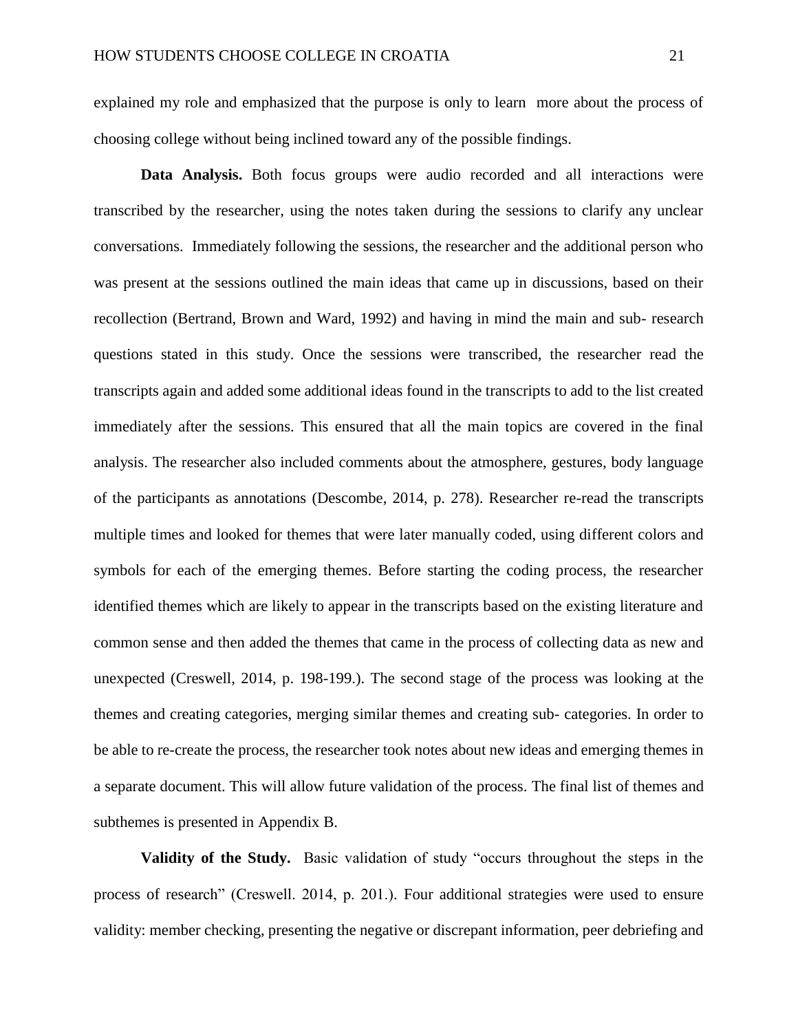explained my role and emphasized that the purpose is only to learn  more about the process of choosing college without being inclined toward any of the possible findings.

**Data Analysis.** Both focus groups were audio recorded and all interactions were transcribed by the researcher, using the notes taken during the sessions to clarify any unclear conversations.  Immediately following the sessions, the researcher and the additional person who was present at the sessions outlined the main ideas that came up in discussions, based on their recollection (Bertrand, Brown and Ward, 1992) and having in mind the main and sub- research questions stated in this study. Once the sessions were transcribed, the researcher read the transcripts again and added some additional ideas found in the transcripts to add to the list created immediately after the sessions. This ensured that all the main topics are covered in the final analysis. The researcher also included comments about the atmosphere, gestures, body language of the participants as annotations (Descombe, 2014, p. 278). Researcher re-read the transcripts multiple times and looked for themes that were later manually coded, using different colors and symbols for each of the emerging themes. Before starting the coding process, the researcher identified themes which are likely to appear in the transcripts based on the existing literature and common sense and then added the themes that came in the process of collecting data as new and unexpected (Creswell, 2014, p. 198-199.). The second stage of the process was looking at the themes and creating categories, merging similar themes and creating sub- categories. In order to be able to re-create the process, the researcher took notes about new ideas and emerging themes in a separate document. This will allow future validation of the process. The final list of themes and subthemes is presented in Appendix B.

**Validity of the Study.**  Basic validation of study "occurs throughout the steps in the process of research" (Creswell. 2014, p. 201.). Four additional strategies were used to ensure validity: member checking, presenting the negative or discrepant information, peer debriefing and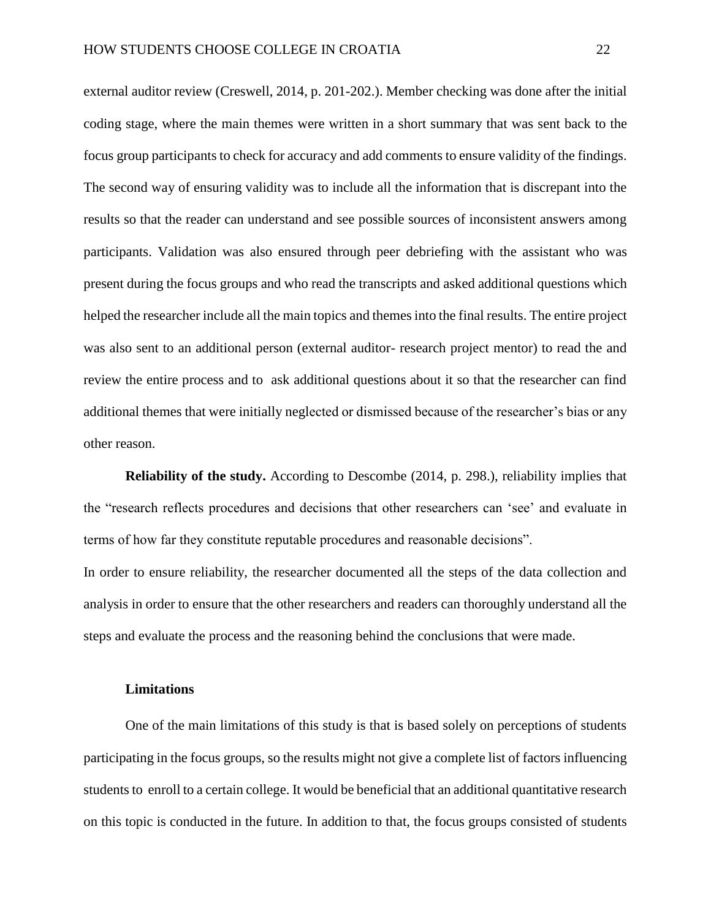external auditor review (Creswell, 2014, p. 201-202.). Member checking was done after the initial coding stage, where the main themes were written in a short summary that was sent back to the focus group participants to check for accuracy and add comments to ensure validity of the findings. The second way of ensuring validity was to include all the information that is discrepant into the results so that the reader can understand and see possible sources of inconsistent answers among participants. Validation was also ensured through peer debriefing with the assistant who was present during the focus groups and who read the transcripts and asked additional questions which helped the researcher include all the main topics and themes into the final results. The entire project was also sent to an additional person (external auditor- research project mentor) to read the and review the entire process and to  ask additional questions about it so that the researcher can find additional themes that were initially neglected or dismissed because of the researcher's bias or any other reason.

**Reliability of the study.** According to Descombe (2014, p. 298.), reliability implies that the "research reflects procedures and decisions that other researchers can 'see' and evaluate in terms of how far they constitute reputable procedures and reasonable decisions".

In order to ensure reliability, the researcher documented all the steps of the data collection and analysis in order to ensure that the other researchers and readers can thoroughly understand all the steps and evaluate the process and the reasoning behind the conclusions that were made.

### Limitations

One of the main limitations of this study is that is based solely on perceptions of students participating in the focus groups, so the results might not give a complete list of factors influencing students to  enroll to a certain college. It would be beneficial that an additional quantitative research on this topic is conducted in the future. In addition to that, the focus groups consisted of students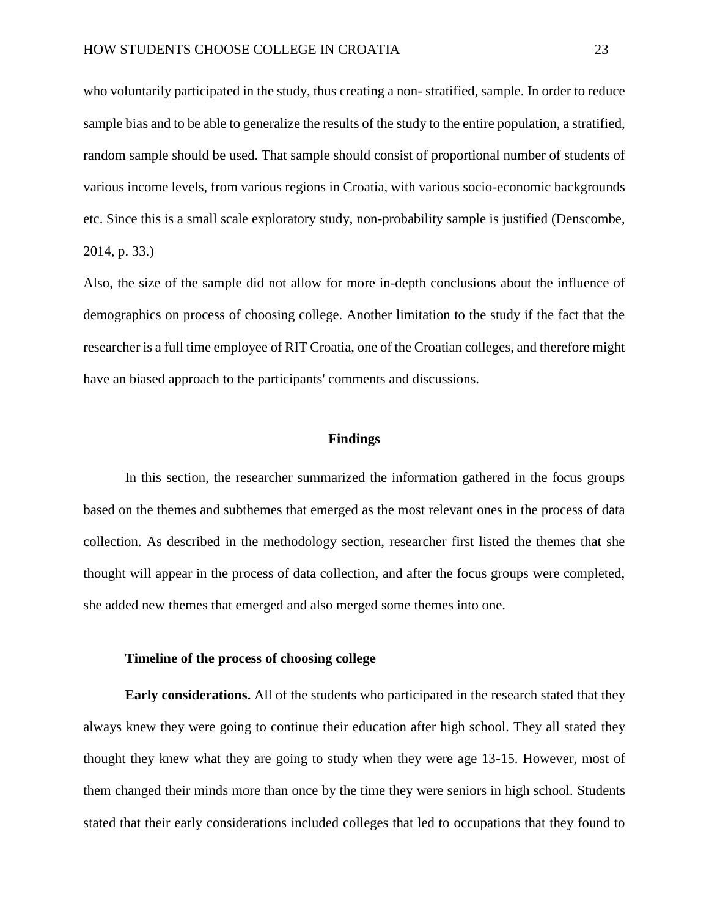who voluntarily participated in the study, thus creating a non- stratified, sample. In order to reduce sample bias and to be able to generalize the results of the study to the entire population, a stratified, random sample should be used. That sample should consist of proportional number of students of various income levels, from various regions in Croatia, with various socio-economic backgrounds etc. Since this is a small scale exploratory study, non-probability sample is justified (Denscombe, 2014, p. 33.)

Also, the size of the sample did not allow for more in-depth conclusions about the influence of demographics on process of choosing college. Another limitation to the study if the fact that the researcher is a full time employee of RIT Croatia, one of the Croatian colleges, and therefore might have an biased approach to the participants' comments and discussions.

## Findings

In this section, the researcher summarized the information gathered in the focus groups based on the themes and subthemes that emerged as the most relevant ones in the process of data collection. As described in the methodology section, researcher first listed the themes that she thought will appear in the process of data collection, and after the focus groups were completed, she added new themes that emerged and also merged some themes into one.

### Timeline of the process of choosing college

**Early considerations.** All of the students who participated in the research stated that they always knew they were going to continue their education after high school. They all stated they thought they knew what they are going to study when they were age 13-15. However, most of them changed their minds more than once by the time they were seniors in high school. Students stated that their early considerations included colleges that led to occupations that they found to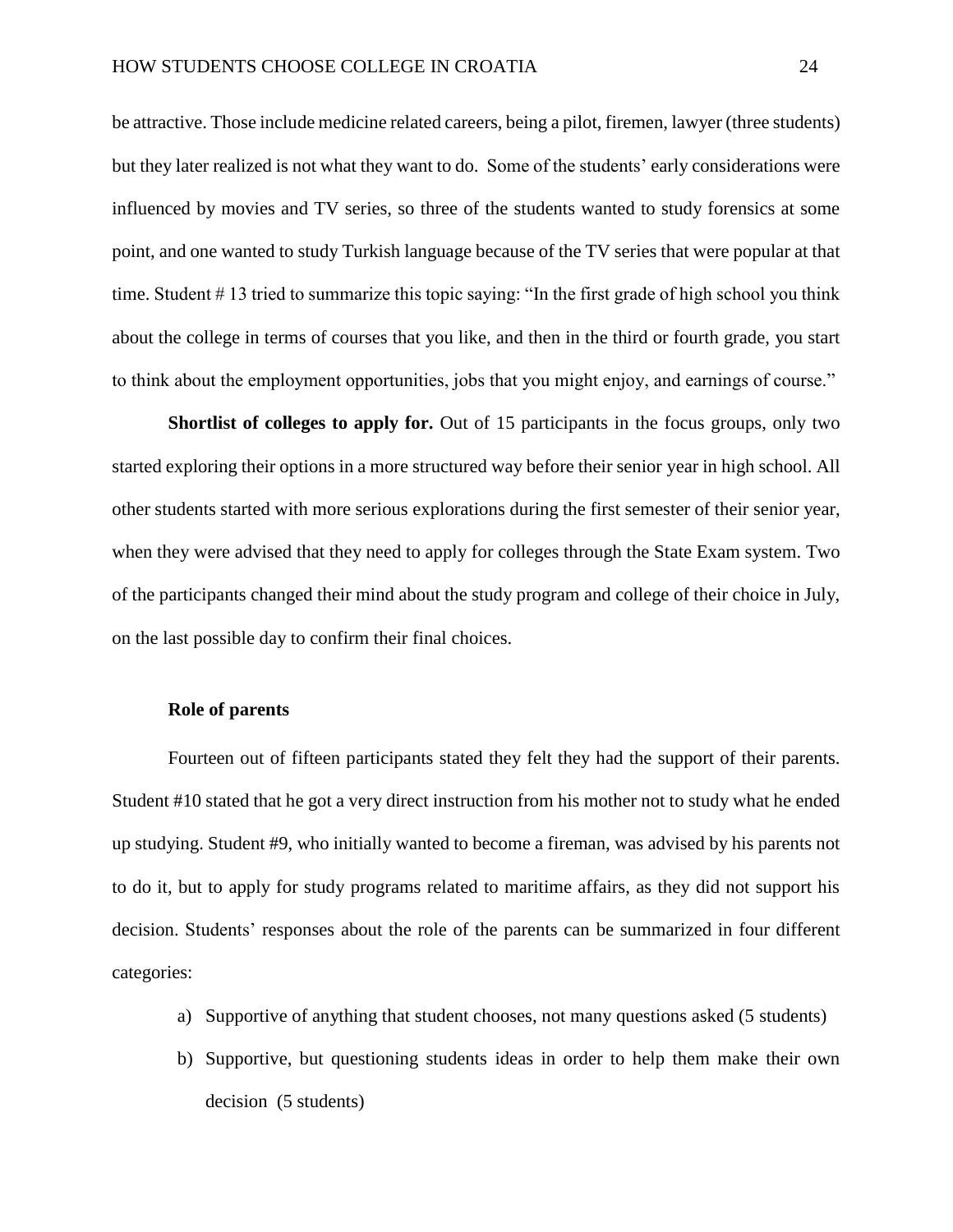be attractive. Those include medicine related careers, being a pilot, firemen, lawyer (three students) but they later realized is not what they want to do. Some of the students' early considerations were influenced by movies and TV series, so three of the students wanted to study forensics at some point, and one wanted to study Turkish language because of the TV series that were popular at that time. Student # 13 tried to summarize this topic saying: "In the first grade of high school you think about the college in terms of courses that you like, and then in the third or fourth grade, you start to think about the employment opportunities, jobs that you might enjoy, and earnings of course."

**Shortlist of colleges to apply for.** Out of 15 participants in the focus groups, only two started exploring their options in a more structured way before their senior year in high school. All other students started with more serious explorations during the first semester of their senior year, when they were advised that they need to apply for colleges through the State Exam system. Two of the participants changed their mind about the study program and college of their choice in July, on the last possible day to confirm their final choices.

### Role of parents

Fourteen out of fifteen participants stated they felt they had the support of their parents. Student #10 stated that he got a very direct instruction from his mother not to study what he ended up studying. Student #9, who initially wanted to become a fireman, was advised by his parents not to do it, but to apply for study programs related to maritime affairs, as they did not support his decision. Students' responses about the role of the parents can be summarized in four different categories:

a) Supportive of anything that student chooses, not many questions asked (5 students)
b) Supportive, but questioning students ideas in order to help them make their own decision (5 students)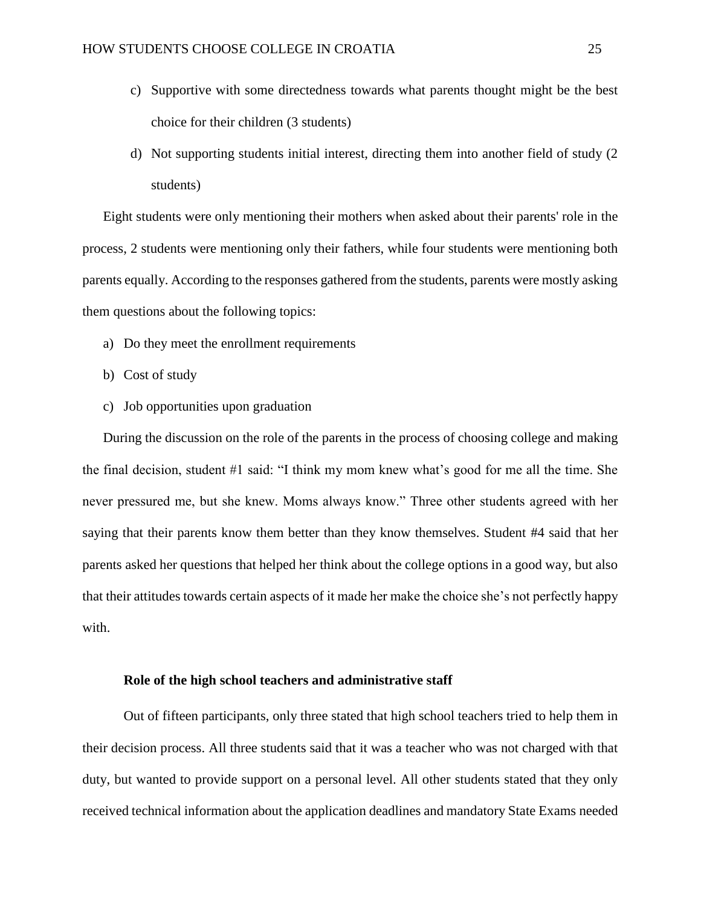c) Supportive with some directedness towards what parents thought might be the best choice for their children (3 students)

d) Not supporting students initial interest, directing them into another field of study (2 students)

Eight students were only mentioning their mothers when asked about their parents' role in the process, 2 students were mentioning only their fathers, while four students were mentioning both parents equally. According to the responses gathered from the students, parents were mostly asking them questions about the following topics:

a) Do they meet the enrollment requirements
b) Cost of study
c) Job opportunities upon graduation

During the discussion on the role of the parents in the process of choosing college and making the final decision, student #1 said: “I think my mom knew what’s good for me all the time. She never pressured me, but she knew. Moms always know.” Three other students agreed with her saying that their parents know them better than they know themselves. Student #4 said that her parents asked her questions that helped her think about the college options in a good way, but also that their attitudes towards certain aspects of it made her make the choice she’s not perfectly happy with.

**Role of the high school teachers and administrative staff**

Out of fifteen participants, only three stated that high school teachers tried to help them in their decision process. All three students said that it was a teacher who was not charged with that duty, but wanted to provide support on a personal level. All other students stated that they only received technical information about the application deadlines and mandatory State Exams needed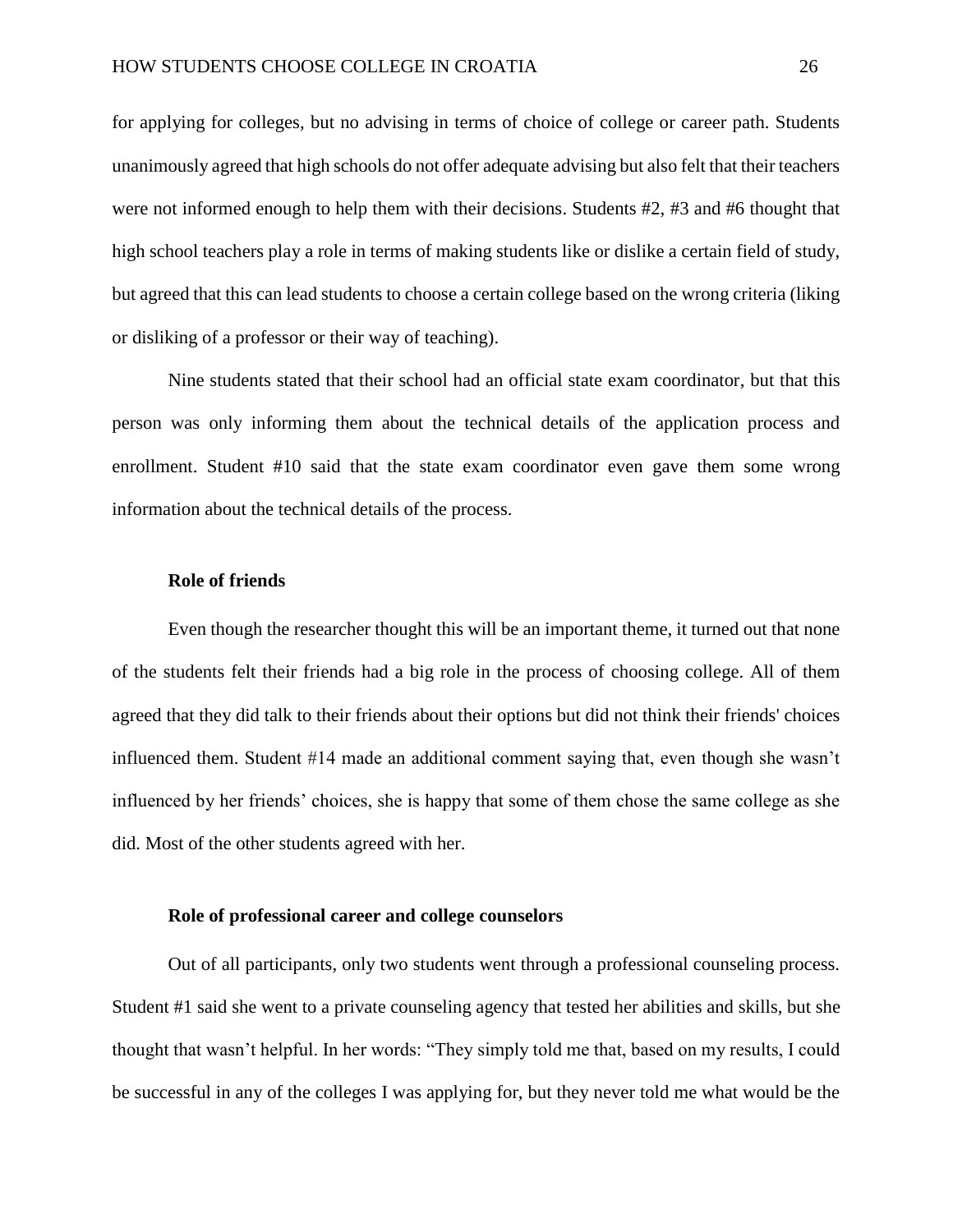for applying for colleges, but no advising in terms of choice of college or career path. Students unanimously agreed that high schools do not offer adequate advising but also felt that their teachers were not informed enough to help them with their decisions. Students #2, #3 and #6 thought that high school teachers play a role in terms of making students like or dislike a certain field of study, but agreed that this can lead students to choose a certain college based on the wrong criteria (liking or disliking of a professor or their way of teaching).

Nine students stated that their school had an official state exam coordinator, but that this person was only informing them about the technical details of the application process and enrollment. Student #10 said that the state exam coordinator even gave them some wrong information about the technical details of the process.

### Role of friends

Even though the researcher thought this will be an important theme, it turned out that none of the students felt their friends had a big role in the process of choosing college. All of them agreed that they did talk to their friends about their options but did not think their friends' choices influenced them. Student #14 made an additional comment saying that, even though she wasn't influenced by her friends' choices, she is happy that some of them chose the same college as she did. Most of the other students agreed with her.

### Role of professional career and college counselors

Out of all participants, only two students went through a professional counseling process. Student #1 said she went to a private counseling agency that tested her abilities and skills, but she thought that wasn't helpful. In her words: "They simply told me that, based on my results, I could be successful in any of the colleges I was applying for, but they never told me what would be the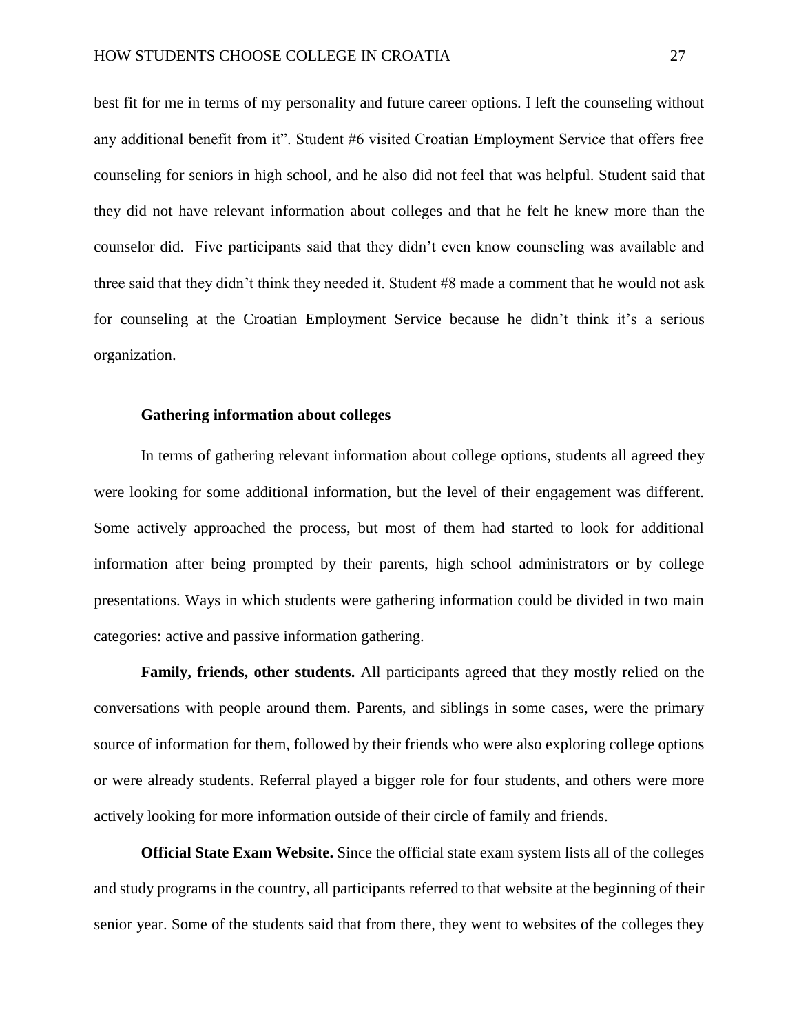best fit for me in terms of my personality and future career options. I left the counseling without any additional benefit from it". Student #6 visited Croatian Employment Service that offers free counseling for seniors in high school, and he also did not feel that was helpful. Student said that they did not have relevant information about colleges and that he felt he knew more than the counselor did. Five participants said that they didn't even know counseling was available and three said that they didn't think they needed it. Student #8 made a comment that he would not ask for counseling at the Croatian Employment Service because he didn't think it's a serious organization.

### Gathering information about colleges

In terms of gathering relevant information about college options, students all agreed they were looking for some additional information, but the level of their engagement was different. Some actively approached the process, but most of them had started to look for additional information after being prompted by their parents, high school administrators or by college presentations. Ways in which students were gathering information could be divided in two main categories: active and passive information gathering.

**Family, friends, other students.** All participants agreed that they mostly relied on the conversations with people around them. Parents, and siblings in some cases, were the primary source of information for them, followed by their friends who were also exploring college options or were already students. Referral played a bigger role for four students, and others were more actively looking for more information outside of their circle of family and friends.

**Official State Exam Website.** Since the official state exam system lists all of the colleges and study programs in the country, all participants referred to that website at the beginning of their senior year. Some of the students said that from there, they went to websites of the colleges they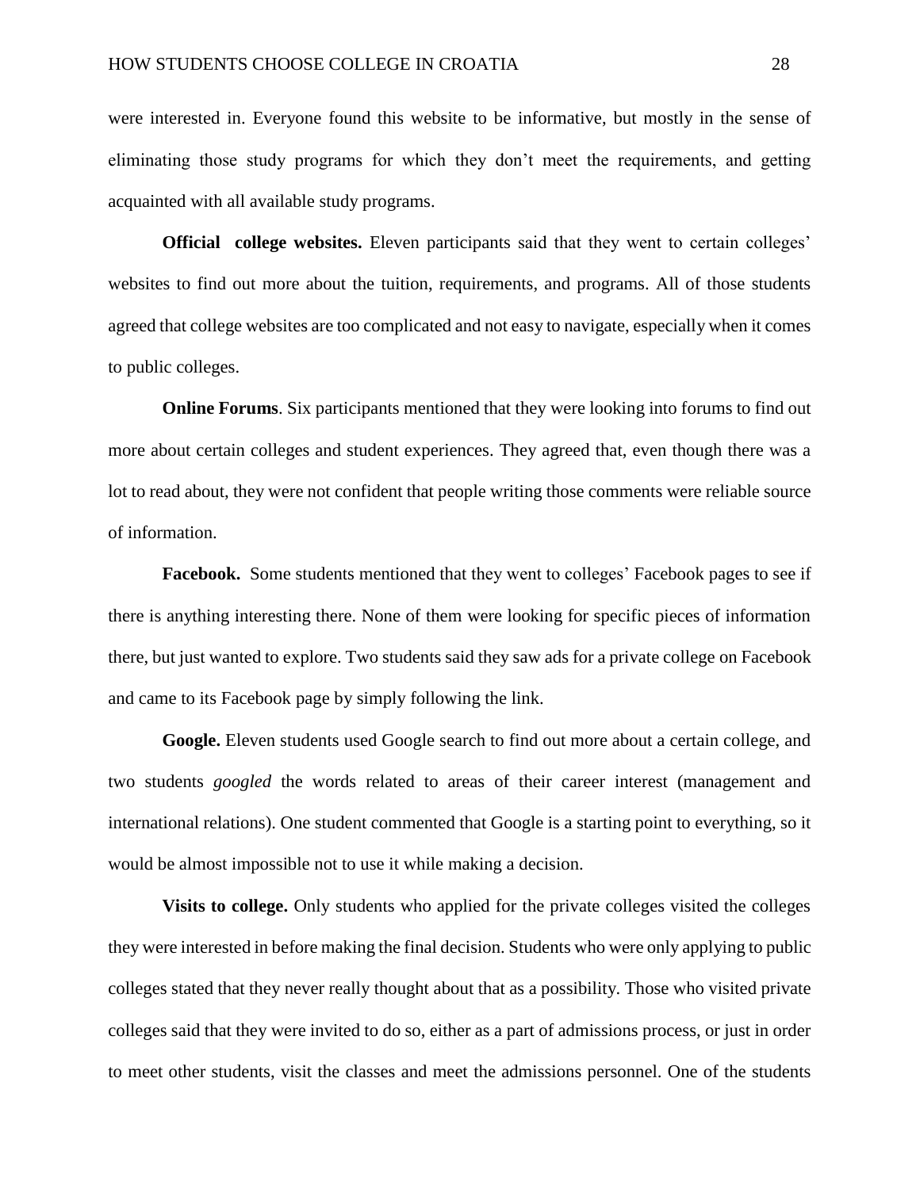were interested in. Everyone found this website to be informative, but mostly in the sense of eliminating those study programs for which they don't meet the requirements, and getting acquainted with all available study programs.

**Official college websites.** Eleven participants said that they went to certain colleges' websites to find out more about the tuition, requirements, and programs. All of those students agreed that college websites are too complicated and not easy to navigate, especially when it comes to public colleges.

**Online Forums**. Six participants mentioned that they were looking into forums to find out more about certain colleges and student experiences. They agreed that, even though there was a lot to read about, they were not confident that people writing those comments were reliable source of information.

**Facebook.** Some students mentioned that they went to colleges' Facebook pages to see if there is anything interesting there. None of them were looking for specific pieces of information there, but just wanted to explore. Two students said they saw ads for a private college on Facebook and came to its Facebook page by simply following the link.

**Google.** Eleven students used Google search to find out more about a certain college, and two students *googled* the words related to areas of their career interest (management and international relations). One student commented that Google is a starting point to everything, so it would be almost impossible not to use it while making a decision.

**Visits to college.** Only students who applied for the private colleges visited the colleges they were interested in before making the final decision. Students who were only applying to public colleges stated that they never really thought about that as a possibility. Those who visited private colleges said that they were invited to do so, either as a part of admissions process, or just in order to meet other students, visit the classes and meet the admissions personnel. One of the students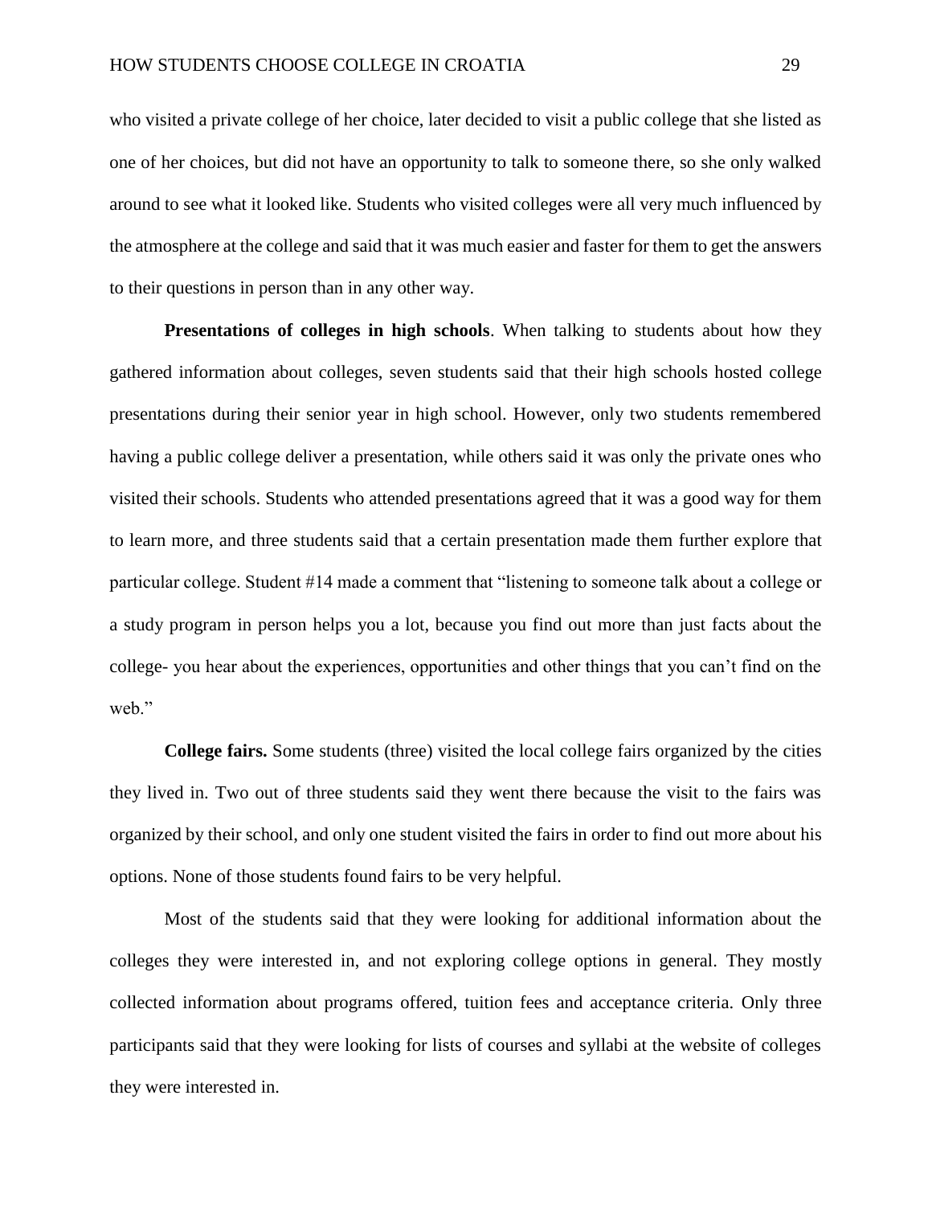who visited a private college of her choice, later decided to visit a public college that she listed as one of her choices, but did not have an opportunity to talk to someone there, so she only walked around to see what it looked like. Students who visited colleges were all very much influenced by the atmosphere at the college and said that it was much easier and faster for them to get the answers to their questions in person than in any other way.

**Presentations of colleges in high schools**. When talking to students about how they gathered information about colleges, seven students said that their high schools hosted college presentations during their senior year in high school. However, only two students remembered having a public college deliver a presentation, while others said it was only the private ones who visited their schools. Students who attended presentations agreed that it was a good way for them to learn more, and three students said that a certain presentation made them further explore that particular college. Student #14 made a comment that "listening to someone talk about a college or a study program in person helps you a lot, because you find out more than just facts about the college- you hear about the experiences, opportunities and other things that you can't find on the web."

**College fairs.** Some students (three) visited the local college fairs organized by the cities they lived in. Two out of three students said they went there because the visit to the fairs was organized by their school, and only one student visited the fairs in order to find out more about his options. None of those students found fairs to be very helpful.

Most of the students said that they were looking for additional information about the colleges they were interested in, and not exploring college options in general. They mostly collected information about programs offered, tuition fees and acceptance criteria. Only three participants said that they were looking for lists of courses and syllabi at the website of colleges they were interested in.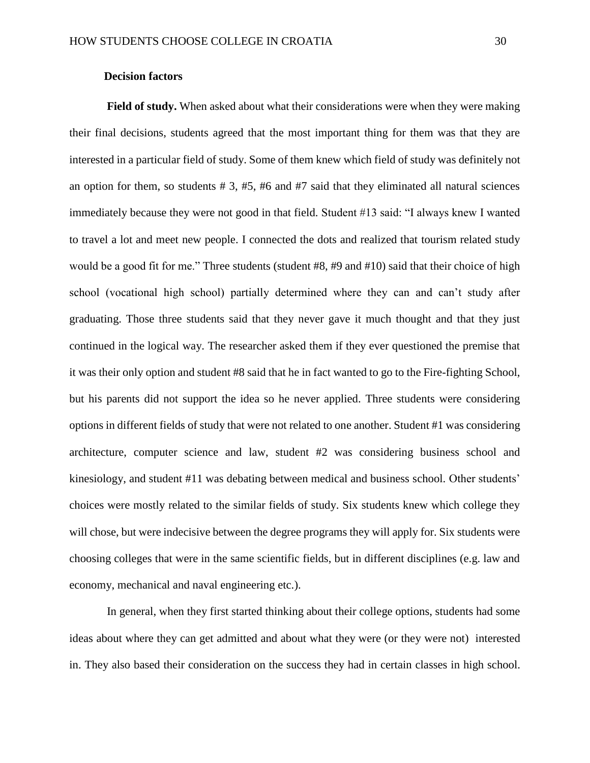### Decision factors

**Field of study.** When asked about what their considerations were when they were making their final decisions, students agreed that the most important thing for them was that they are interested in a particular field of study. Some of them knew which field of study was definitely not an option for them, so students # 3, #5, #6 and #7 said that they eliminated all natural sciences immediately because they were not good in that field. Student #13 said: "I always knew I wanted to travel a lot and meet new people. I connected the dots and realized that tourism related study would be a good fit for me." Three students (student #8, #9 and #10) said that their choice of high school (vocational high school) partially determined where they can and can't study after graduating. Those three students said that they never gave it much thought and that they just continued in the logical way. The researcher asked them if they ever questioned the premise that it was their only option and student #8 said that he in fact wanted to go to the Fire-fighting School, but his parents did not support the idea so he never applied. Three students were considering options in different fields of study that were not related to one another. Student #1 was considering architecture, computer science and law, student #2 was considering business school and kinesiology, and student #11 was debating between medical and business school. Other students' choices were mostly related to the similar fields of study. Six students knew which college they will chose, but were indecisive between the degree programs they will apply for. Six students were choosing colleges that were in the same scientific fields, but in different disciplines (e.g. law and economy, mechanical and naval engineering etc.).

In general, when they first started thinking about their college options, students had some ideas about where they can get admitted and about what they were (or they were not) interested in. They also based their consideration on the success they had in certain classes in high school.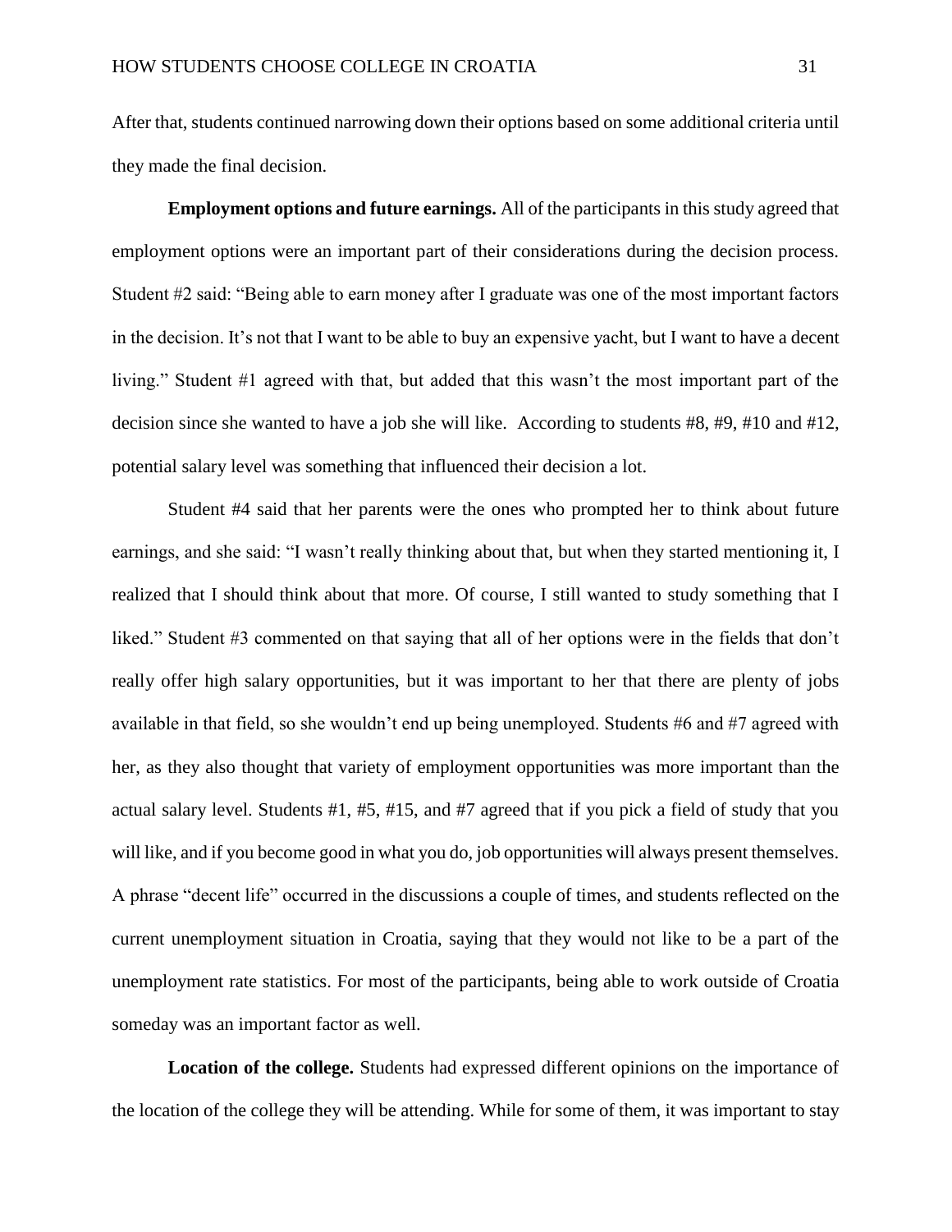After that, students continued narrowing down their options based on some additional criteria until they made the final decision.

**Employment options and future earnings.** All of the participants in this study agreed that employment options were an important part of their considerations during the decision process. Student #2 said: "Being able to earn money after I graduate was one of the most important factors in the decision. It's not that I want to be able to buy an expensive yacht, but I want to have a decent living." Student #1 agreed with that, but added that this wasn't the most important part of the decision since she wanted to have a job she will like. According to students #8, #9, #10 and #12, potential salary level was something that influenced their decision a lot.

Student #4 said that her parents were the ones who prompted her to think about future earnings, and she said: "I wasn't really thinking about that, but when they started mentioning it, I realized that I should think about that more. Of course, I still wanted to study something that I liked." Student #3 commented on that saying that all of her options were in the fields that don't really offer high salary opportunities, but it was important to her that there are plenty of jobs available in that field, so she wouldn't end up being unemployed. Students #6 and #7 agreed with her, as they also thought that variety of employment opportunities was more important than the actual salary level. Students #1, #5, #15, and #7 agreed that if you pick a field of study that you will like, and if you become good in what you do, job opportunities will always present themselves. A phrase "decent life" occurred in the discussions a couple of times, and students reflected on the current unemployment situation in Croatia, saying that they would not like to be a part of the unemployment rate statistics. For most of the participants, being able to work outside of Croatia someday was an important factor as well.

**Location of the college.** Students had expressed different opinions on the importance of the location of the college they will be attending. While for some of them, it was important to stay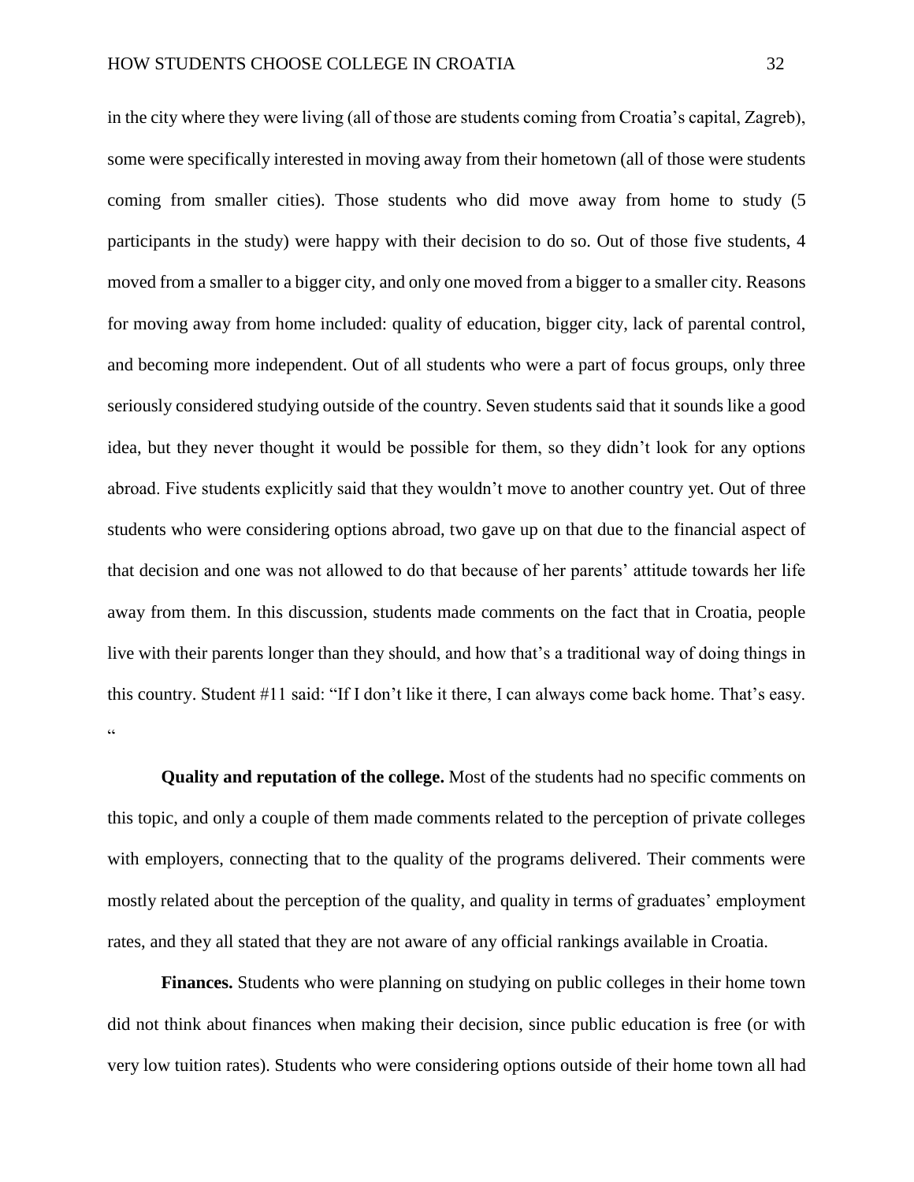in the city where they were living (all of those are students coming from Croatia's capital, Zagreb), some were specifically interested in moving away from their hometown (all of those were students coming from smaller cities). Those students who did move away from home to study (5 participants in the study) were happy with their decision to do so. Out of those five students, 4 moved from a smaller to a bigger city, and only one moved from a bigger to a smaller city. Reasons for moving away from home included: quality of education, bigger city, lack of parental control, and becoming more independent. Out of all students who were a part of focus groups, only three seriously considered studying outside of the country. Seven students said that it sounds like a good idea, but they never thought it would be possible for them, so they didn't look for any options abroad. Five students explicitly said that they wouldn't move to another country yet. Out of three students who were considering options abroad, two gave up on that due to the financial aspect of that decision and one was not allowed to do that because of her parents' attitude towards her life away from them. In this discussion, students made comments on the fact that in Croatia, people live with their parents longer than they should, and how that's a traditional way of doing things in this country. Student #11 said: "If I don't like it there, I can always come back home. That's easy. "

**Quality and reputation of the college.** Most of the students had no specific comments on this topic, and only a couple of them made comments related to the perception of private colleges with employers, connecting that to the quality of the programs delivered. Their comments were mostly related about the perception of the quality, and quality in terms of graduates' employment rates, and they all stated that they are not aware of any official rankings available in Croatia.

**Finances.** Students who were planning on studying on public colleges in their home town did not think about finances when making their decision, since public education is free (or with very low tuition rates). Students who were considering options outside of their home town all had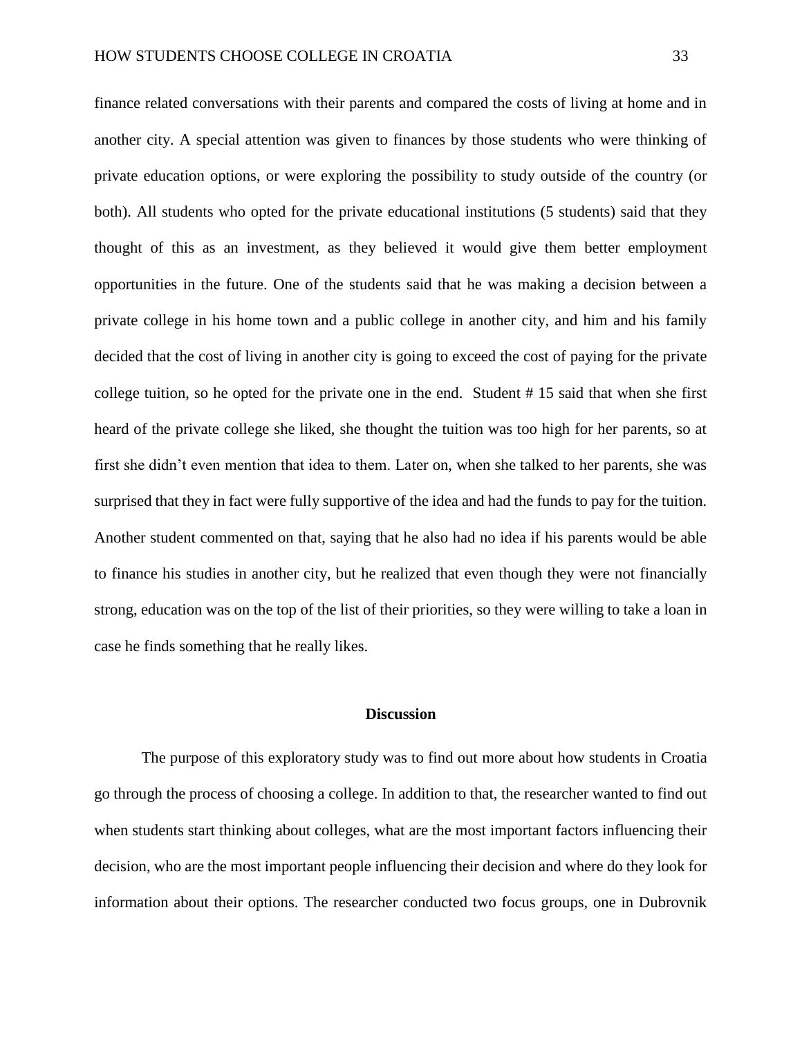finance related conversations with their parents and compared the costs of living at home and in another city. A special attention was given to finances by those students who were thinking of private education options, or were exploring the possibility to study outside of the country (or both). All students who opted for the private educational institutions (5 students) said that they thought of this as an investment, as they believed it would give them better employment opportunities in the future. One of the students said that he was making a decision between a private college in his home town and a public college in another city, and him and his family decided that the cost of living in another city is going to exceed the cost of paying for the private college tuition, so he opted for the private one in the end. Student # 15 said that when she first heard of the private college she liked, she thought the tuition was too high for her parents, so at first she didn't even mention that idea to them. Later on, when she talked to her parents, she was surprised that they in fact were fully supportive of the idea and had the funds to pay for the tuition. Another student commented on that, saying that he also had no idea if his parents would be able to finance his studies in another city, but he realized that even though they were not financially strong, education was on the top of the list of their priorities, so they were willing to take a loan in case he finds something that he really likes.

## Discussion

The purpose of this exploratory study was to find out more about how students in Croatia go through the process of choosing a college. In addition to that, the researcher wanted to find out when students start thinking about colleges, what are the most important factors influencing their decision, who are the most important people influencing their decision and where do they look for information about their options. The researcher conducted two focus groups, one in Dubrovnik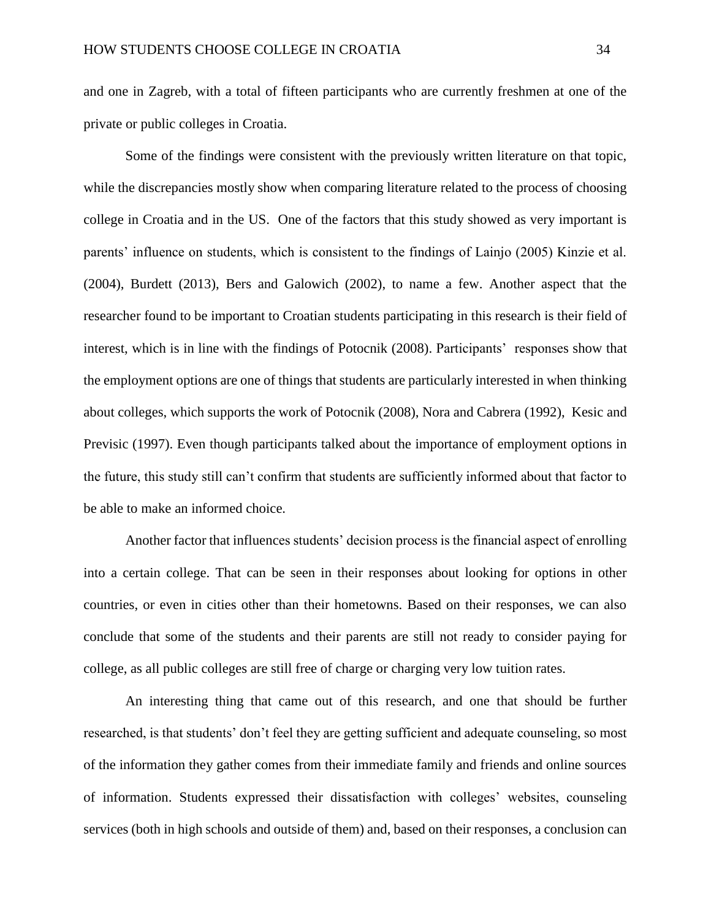and one in Zagreb, with a total of fifteen participants who are currently freshmen at one of the private or public colleges in Croatia.

Some of the findings were consistent with the previously written literature on that topic, while the discrepancies mostly show when comparing literature related to the process of choosing college in Croatia and in the US. One of the factors that this study showed as very important is parents' influence on students, which is consistent to the findings of Lainjo (2005) Kinzie et al. (2004), Burdett (2013), Bers and Galowich (2002), to name a few. Another aspect that the researcher found to be important to Croatian students participating in this research is their field of interest, which is in line with the findings of Potocnik (2008). Participants' responses show that the employment options are one of things that students are particularly interested in when thinking about colleges, which supports the work of Potocnik (2008), Nora and Cabrera (1992), Kesic and Previsic (1997). Even though participants talked about the importance of employment options in the future, this study still can't confirm that students are sufficiently informed about that factor to be able to make an informed choice.

Another factor that influences students' decision process is the financial aspect of enrolling into a certain college. That can be seen in their responses about looking for options in other countries, or even in cities other than their hometowns. Based on their responses, we can also conclude that some of the students and their parents are still not ready to consider paying for college, as all public colleges are still free of charge or charging very low tuition rates.

An interesting thing that came out of this research, and one that should be further researched, is that students' don't feel they are getting sufficient and adequate counseling, so most of the information they gather comes from their immediate family and friends and online sources of information. Students expressed their dissatisfaction with colleges' websites, counseling services (both in high schools and outside of them) and, based on their responses, a conclusion can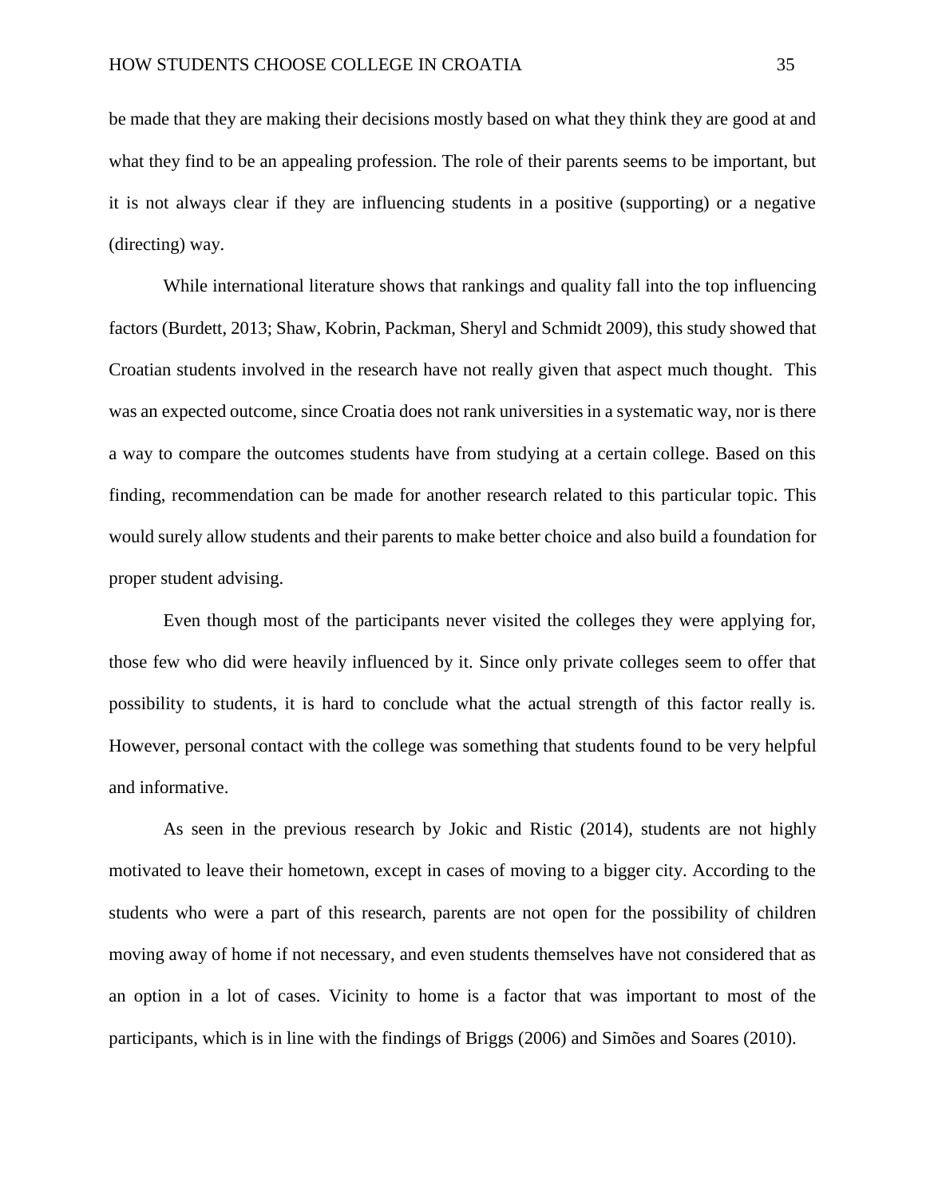be made that they are making their decisions mostly based on what they think they are good at and what they find to be an appealing profession. The role of their parents seems to be important, but it is not always clear if they are influencing students in a positive (supporting) or a negative (directing) way.

While international literature shows that rankings and quality fall into the top influencing factors (Burdett, 2013; Shaw, Kobrin, Packman, Sheryl and Schmidt 2009), this study showed that Croatian students involved in the research have not really given that aspect much thought. This was an expected outcome, since Croatia does not rank universities in a systematic way, nor is there a way to compare the outcomes students have from studying at a certain college. Based on this finding, recommendation can be made for another research related to this particular topic. This would surely allow students and their parents to make better choice and also build a foundation for proper student advising.

Even though most of the participants never visited the colleges they were applying for, those few who did were heavily influenced by it. Since only private colleges seem to offer that possibility to students, it is hard to conclude what the actual strength of this factor really is. However, personal contact with the college was something that students found to be very helpful and informative.

As seen in the previous research by Jokic and Ristic (2014), students are not highly motivated to leave their hometown, except in cases of moving to a bigger city. According to the students who were a part of this research, parents are not open for the possibility of children moving away of home if not necessary, and even students themselves have not considered that as an option in a lot of cases. Vicinity to home is a factor that was important to most of the participants, which is in line with the findings of Briggs (2006) and Simões and Soares (2010).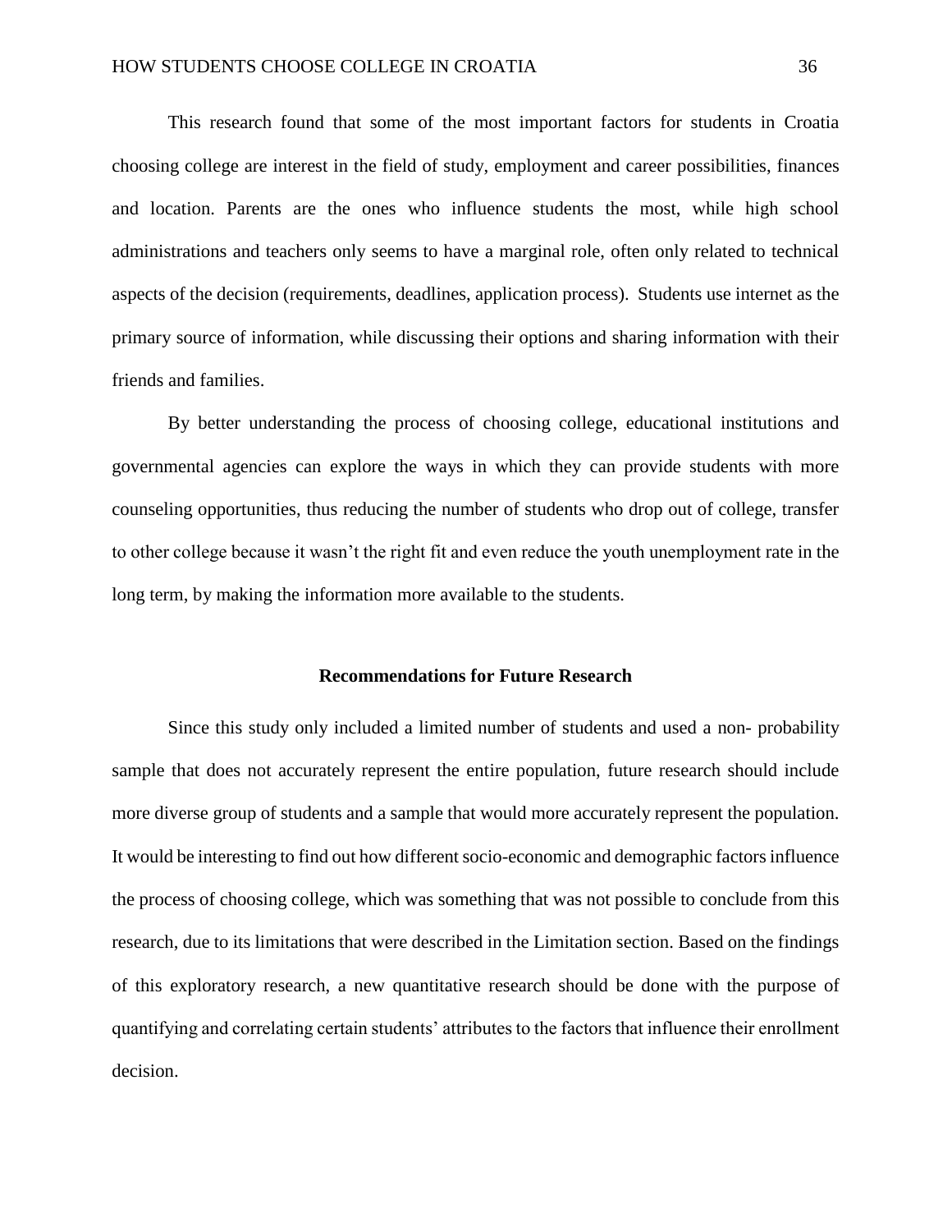This research found that some of the most important factors for students in Croatia choosing college are interest in the field of study, employment and career possibilities, finances and location. Parents are the ones who influence students the most, while high school administrations and teachers only seems to have a marginal role, often only related to technical aspects of the decision (requirements, deadlines, application process). Students use internet as the primary source of information, while discussing their options and sharing information with their friends and families.

By better understanding the process of choosing college, educational institutions and governmental agencies can explore the ways in which they can provide students with more counseling opportunities, thus reducing the number of students who drop out of college, transfer to other college because it wasn't the right fit and even reduce the youth unemployment rate in the long term, by making the information more available to the students.

## Recommendations for Future Research

Since this study only included a limited number of students and used a non- probability sample that does not accurately represent the entire population, future research should include more diverse group of students and a sample that would more accurately represent the population. It would be interesting to find out how different socio-economic and demographic factors influence the process of choosing college, which was something that was not possible to conclude from this research, due to its limitations that were described in the Limitation section. Based on the findings of this exploratory research, a new quantitative research should be done with the purpose of quantifying and correlating certain students' attributes to the factors that influence their enrollment decision.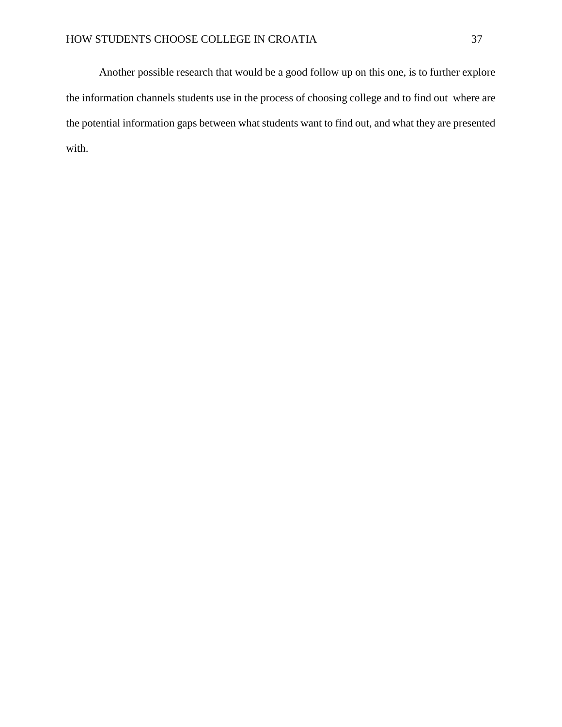Another possible research that would be a good follow up on this one, is to further explore the information channels students use in the process of choosing college and to find out where are the potential information gaps between what students want to find out, and what they are presented with.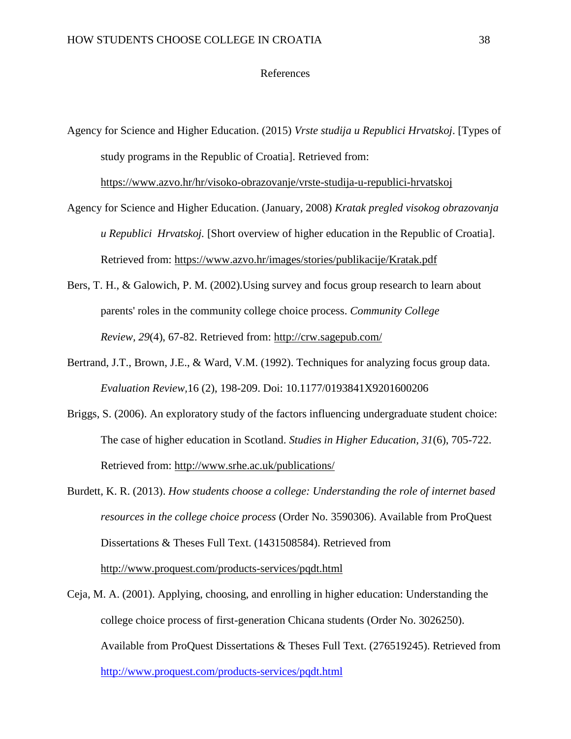# References

Agency for Science and Higher Education. (2015) *Vrste studija u Republici Hrvatskoj*. [Types of study programs in the Republic of Croatia]. Retrieved from: https://www.azvo.hr/hr/visoko-obrazovanje/vrste-studija-u-republici-hrvatskoj

Agency for Science and Higher Education. (January, 2008) *Kratak pregled visokog obrazovanja u Republici Hrvatskoj.* [Short overview of higher education in the Republic of Croatia]. Retrieved from: https://www.azvo.hr/images/stories/publikacije/Kratak.pdf

Bers, T. H., & Galowich, P. M. (2002).Using survey and focus group research to learn about parents' roles in the community college choice process. *Community College Review, 29*(4), 67-82. Retrieved from: http://crw.sagepub.com/

Bertrand, J.T., Brown, J.E., & Ward, V.M. (1992). Techniques for analyzing focus group data. *Evaluation Review,*16 (2), 198-209. Doi: 10.1177/0193841X9201600206

Briggs, S. (2006). An exploratory study of the factors influencing undergraduate student choice: The case of higher education in Scotland. *Studies in Higher Education, 31*(6), 705-722. Retrieved from: http://www.srhe.ac.uk/publications/

Burdett, K. R. (2013). *How students choose a college: Understanding the role of internet based resources in the college choice process* (Order No. 3590306). Available from ProQuest Dissertations & Theses Full Text. (1431508584). Retrieved from http://www.proquest.com/products-services/pqdt.html

Ceja, M. A. (2001). Applying, choosing, and enrolling in higher education: Understanding the college choice process of first-generation Chicana students (Order No. 3026250). Available from ProQuest Dissertations & Theses Full Text. (276519245). Retrieved from http://www.proquest.com/products-services/pqdt.html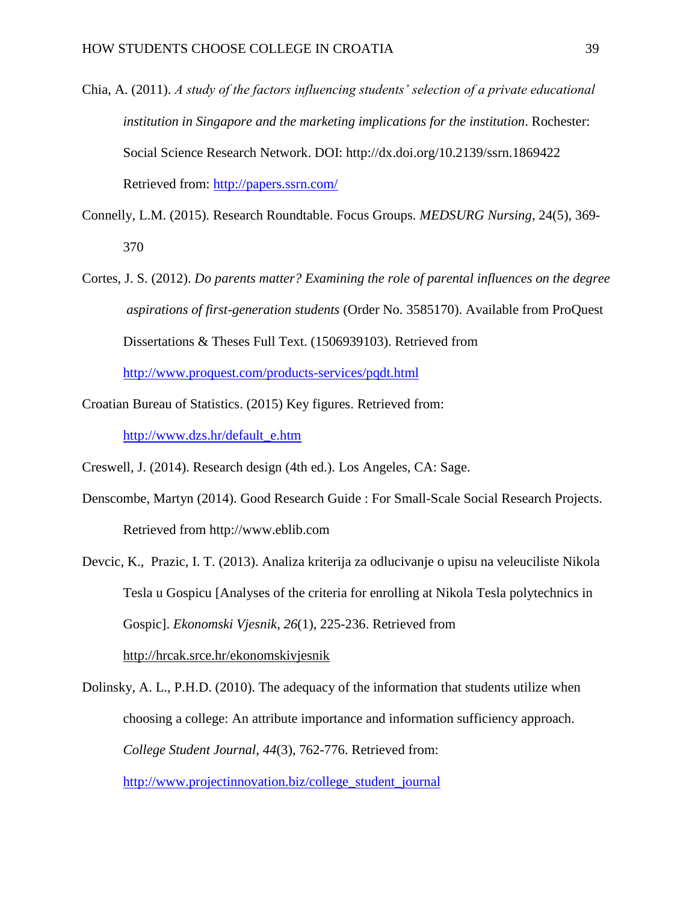Chia, A. (2011). *A study of the factors influencing students' selection of a private educational institution in Singapore and the marketing implications for the institution*. Rochester: Social Science Research Network. DOI: http://dx.doi.org/10.2139/ssrn.1869422 Retrieved from: http://papers.ssrn.com/

Connelly, L.M. (2015). Research Roundtable. Focus Groups. *MEDSURG Nursing*, 24(5), 369-370

Cortes, J. S. (2012). *Do parents matter? Examining the role of parental influences on the degree aspirations of first-generation students* (Order No. 3585170). Available from ProQuest Dissertations & Theses Full Text. (1506939103). Retrieved from http://www.proquest.com/products-services/pqdt.html

Croatian Bureau of Statistics. (2015) Key figures. Retrieved from: http://www.dzs.hr/default_e.htm

Creswell, J. (2014). Research design (4th ed.). Los Angeles, CA: Sage.

Denscombe, Martyn (2014). Good Research Guide : For Small-Scale Social Research Projects. Retrieved from http://www.eblib.com

Devcic, K., Prazic, I. T. (2013). Analiza kriterija za odlucivanje o upisu na veleuciliste Nikola Tesla u Gospicu [Analyses of the criteria for enrolling at Nikola Tesla polytechnics in Gospic]. *Ekonomski Vjesnik, 26*(1), 225-236. Retrieved from http://hrcak.srce.hr/ekonomskivjesnik

Dolinsky, A. L., P.H.D. (2010). The adequacy of the information that students utilize when choosing a college: An attribute importance and information sufficiency approach. *College Student Journal, 44*(3), 762-776. Retrieved from: http://www.projectinnovation.biz/college_student_journal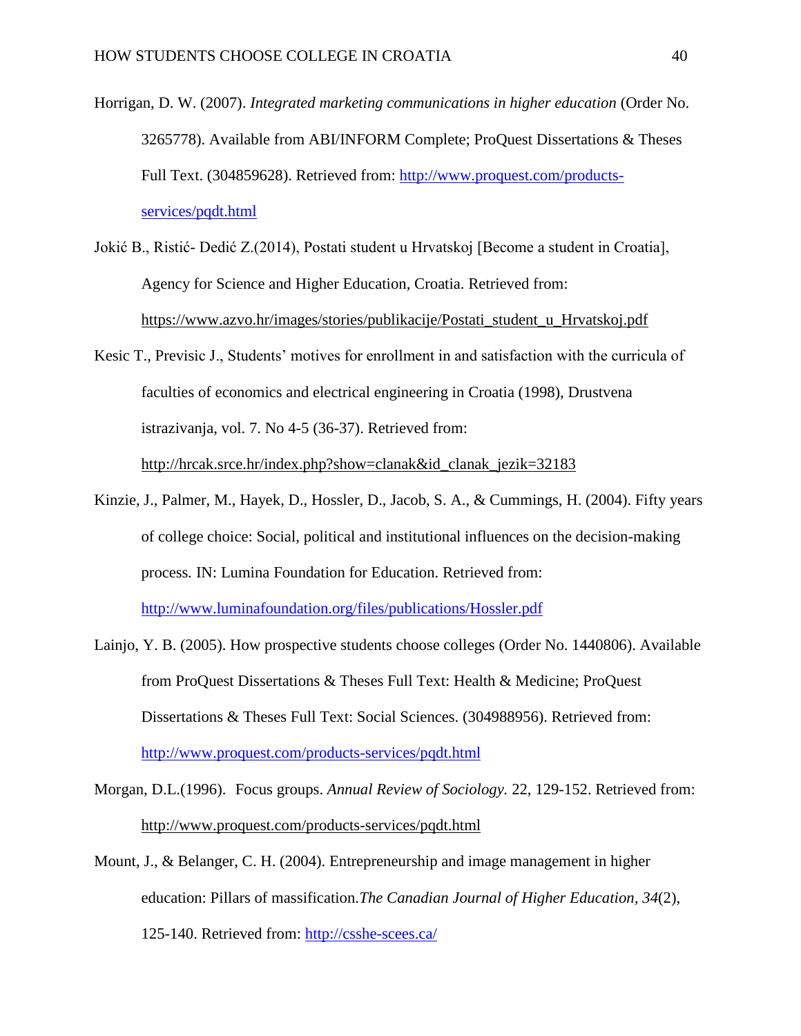Horrigan, D. W. (2007). *Integrated marketing communications in higher education* (Order No. 3265778). Available from ABI/INFORM Complete; ProQuest Dissertations & Theses Full Text. (304859628). Retrieved from: http://www.proquest.com/products-services/pqdt.html

Jokić B., Ristić- Dedić Z.(2014), Postati student u Hrvatskoj [Become a student in Croatia], Agency for Science and Higher Education, Croatia. Retrieved from: https://www.azvo.hr/images/stories/publikacije/Postati_student_u_Hrvatskoj.pdf

Kesic T., Previsic J., Students' motives for enrollment in and satisfaction with the curricula of faculties of economics and electrical engineering in Croatia (1998), Drustvena istrazivanja, vol. 7. No 4-5 (36-37). Retrieved from: http://hrcak.srce.hr/index.php?show=clanak&id_clanak_jezik=32183

Kinzie, J., Palmer, M., Hayek, D., Hossler, D., Jacob, S. A., & Cummings, H. (2004). Fifty years of college choice: Social, political and institutional influences on the decision-making process. IN: Lumina Foundation for Education. Retrieved from: http://www.luminafoundation.org/files/publications/Hossler.pdf

Lainjo, Y. B. (2005). How prospective students choose colleges (Order No. 1440806). Available from ProQuest Dissertations & Theses Full Text: Health & Medicine; ProQuest Dissertations & Theses Full Text: Social Sciences. (304988956). Retrieved from: http://www.proquest.com/products-services/pqdt.html

Morgan, D.L.(1996). Focus groups. *Annual Review of Sociology.* 22, 129-152. Retrieved from: http://www.proquest.com/products-services/pqdt.html

Mount, J., & Belanger, C. H. (2004). Entrepreneurship and image management in higher education: Pillars of massification.*The Canadian Journal of Higher Education, 34*(2), 125-140. Retrieved from: http://csshe-scees.ca/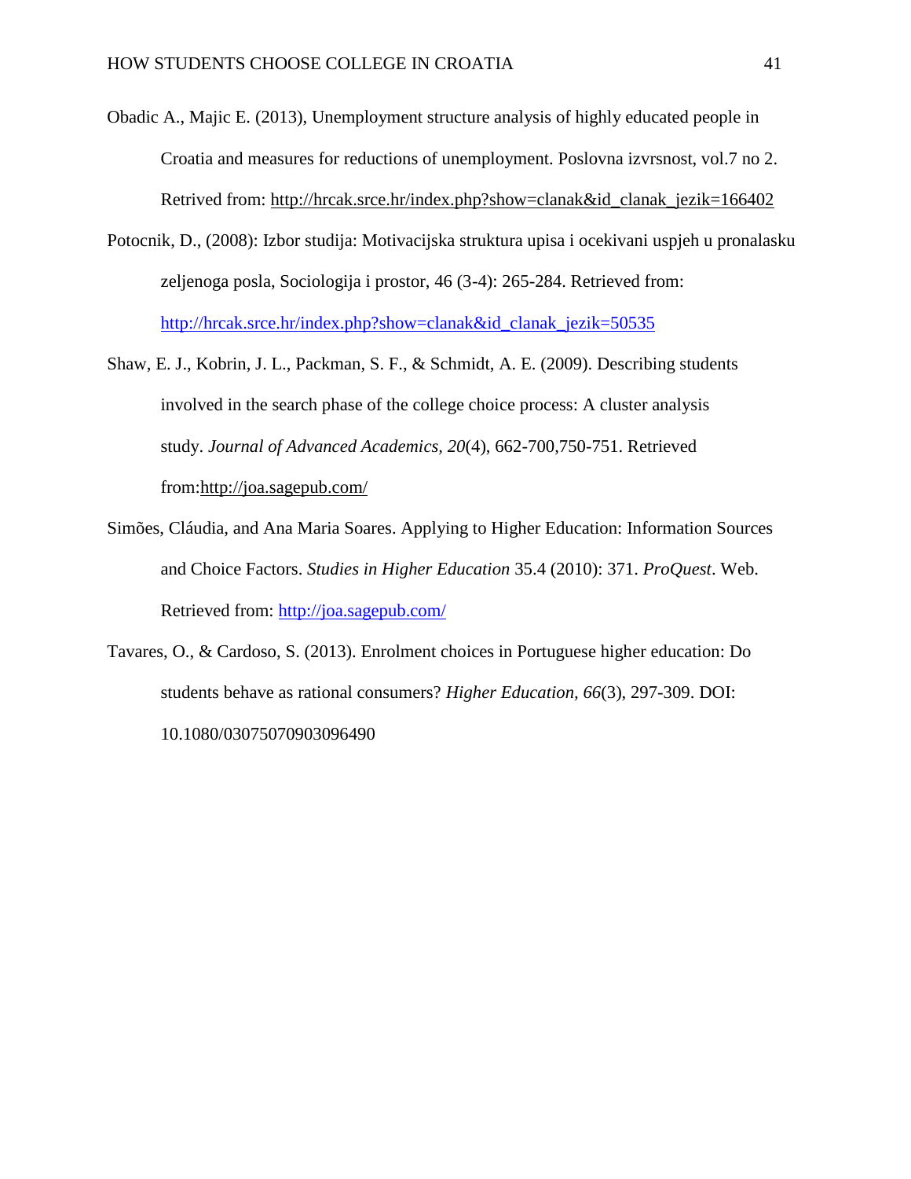Obadic A., Majic E. (2013), Unemployment structure analysis of highly educated people in Croatia and measures for reductions of unemployment. Poslovna izvrsnost, vol.7 no 2. Retrived from: http://hrcak.srce.hr/index.php?show=clanak&id_clanak_jezik=166402

Potocnik, D., (2008): Izbor studija: Motivacijska struktura upisa i ocekivani uspjeh u pronalasku zeljenoga posla, Sociologija i prostor, 46 (3-4): 265-284. Retrieved from: http://hrcak.srce.hr/index.php?show=clanak&id_clanak_jezik=50535

Shaw, E. J., Kobrin, J. L., Packman, S. F., & Schmidt, A. E. (2009). Describing students involved in the search phase of the college choice process: A cluster analysis study. *Journal of Advanced Academics, 20*(4), 662-700,750-751. Retrieved from:http://joa.sagepub.com/

Simões, Cláudia, and Ana Maria Soares. Applying to Higher Education: Information Sources and Choice Factors. *Studies in Higher Education* 35.4 (2010): 371. *ProQuest*. Web. Retrieved from: http://joa.sagepub.com/

Tavares, O., & Cardoso, S. (2013). Enrolment choices in Portuguese higher education: Do students behave as rational consumers? *Higher Education, 66*(3), 297-309. DOI: 10.1080/03075070903096490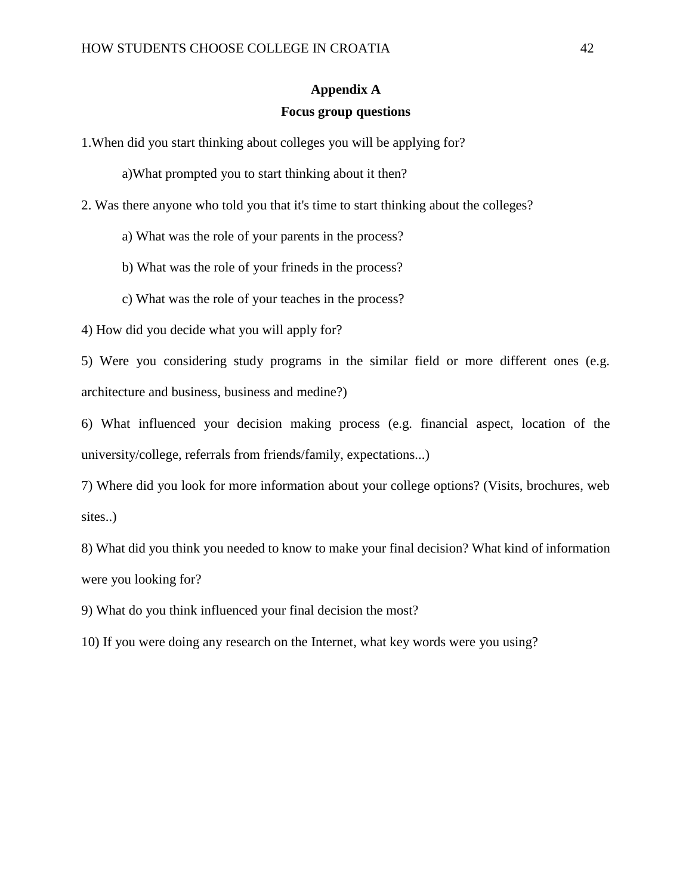## Appendix A

### Focus group questions

1.When did you start thinking about colleges you will be applying for?

a)What prompted you to start thinking about it then?

2. Was there anyone who told you that it's time to start thinking about the colleges?

a) What was the role of your parents in the process?

b) What was the role of your frineds in the process?

c) What was the role of your teaches in the process?

4) How did you decide what you will apply for?

5) Were you considering study programs in the similar field or more different ones (e.g. architecture and business, business and medine?)

6) What influenced your decision making process (e.g. financial aspect, location of the university/college, referrals from friends/family, expectations...)

7) Where did you look for more information about your college options? (Visits, brochures, web sites..)

8) What did you think you needed to know to make your final decision? What kind of information were you looking for?

9) What do you think influenced your final decision the most?

10) If you were doing any research on the Internet, what key words were you using?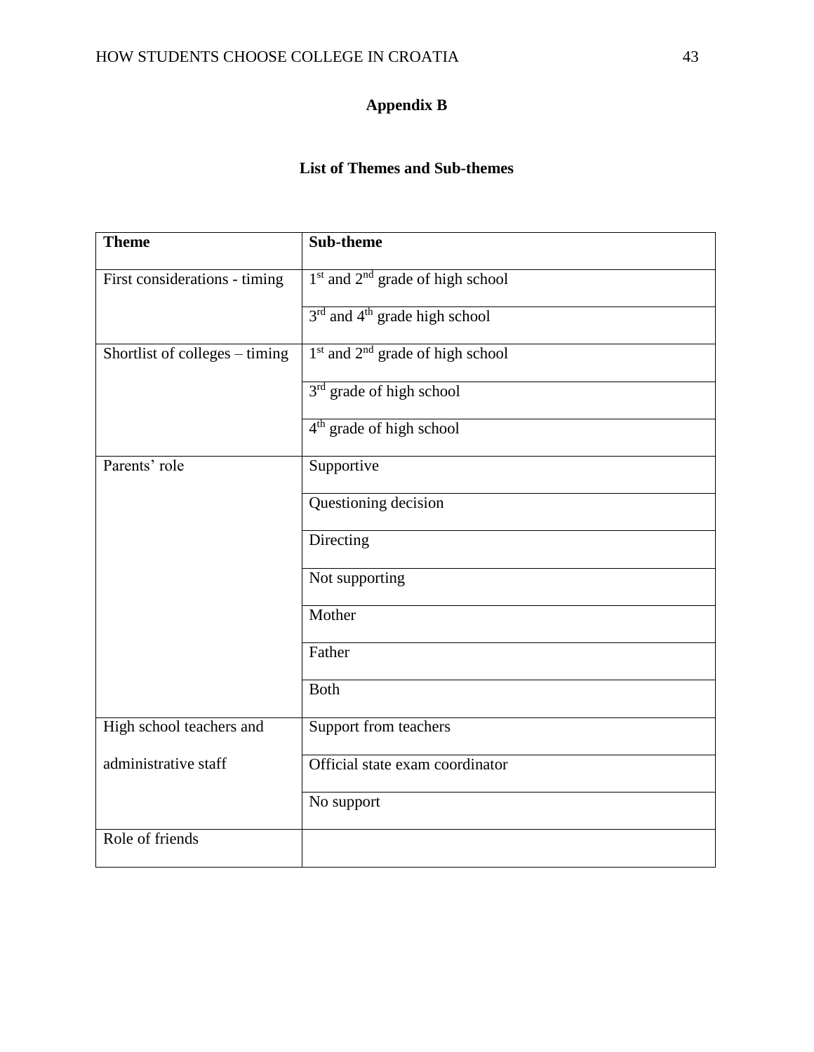# Appendix B

## List of Themes and Sub-themes

| Theme | Sub-theme |
|---|---|
| First considerations - timing | 1st and 2nd grade of high school |
| | 3rd and 4th grade high school |
| Shortlist of colleges – timing | 1st and 2nd grade of high school |
| | 3rd grade of high school |
| | 4th grade of high school |
| Parents' role | Supportive |
| | Questioning decision |
| | Directing |
| | Not supporting |
| | Mother |
| | Father |
| | Both |
| High school teachers and administrative staff | Support from teachers |
| | Official state exam coordinator |
| | No support |
| Role of friends | |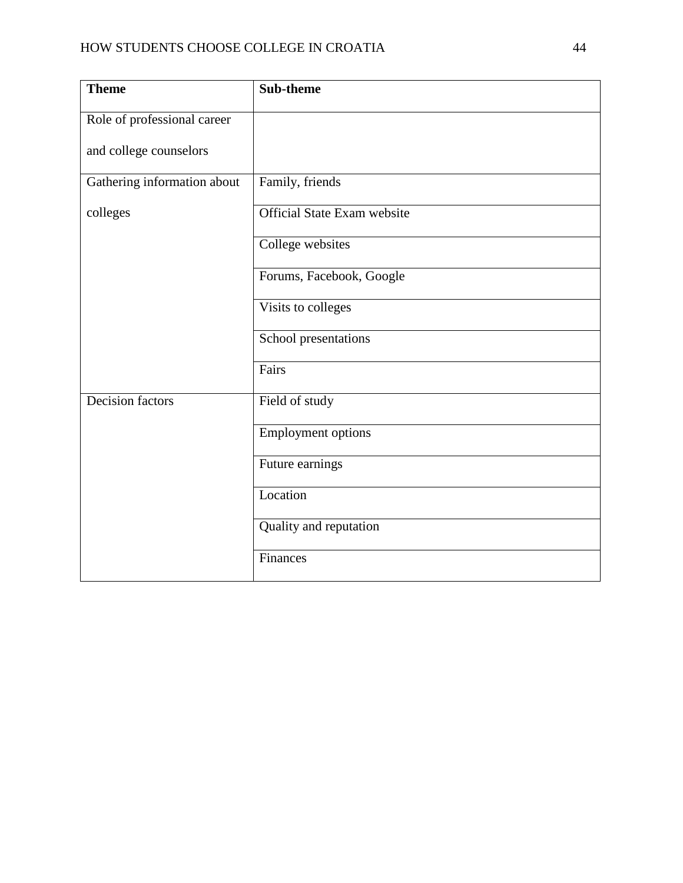| Theme | Sub-theme |
| --- | --- |
| Role of professional career and college counselors | |
| Gathering information about colleges | Family, friends |
| | Official State Exam website |
| | College websites |
| | Forums, Facebook, Google |
| | Visits to colleges |
| | School presentations |
| | Fairs |
| Decision factors | Field of study |
| | Employment options |
| | Future earnings |
| | Location |
| | Quality and reputation |
| | Finances |